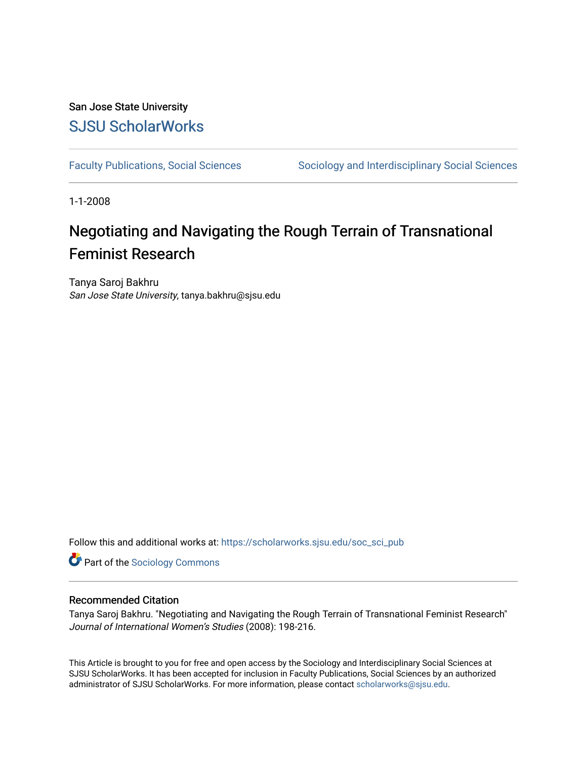San Jose State University

SJSU ScholarWorks

Faculty Publications, Social Sciences

Sociology and Interdisciplinary Social Sciences

1-1-2008

# Negotiating and Navigating the Rough Terrain of Transnational Feminist Research

Tanya Saroj Bakhru
*San Jose State University*, tanya.bakhru@sjsu.edu

Follow this and additional works at: https://scholarworks.sjsu.edu/soc_sci_pub

Part of the Sociology Commons

## Recommended Citation

Tanya Saroj Bakhru. "Negotiating and Navigating the Rough Terrain of Transnational Feminist Research" *Journal of International Women's Studies* (2008): 198-216.

This Article is brought to you for free and open access by the Sociology and Interdisciplinary Social Sciences at SJSU ScholarWorks. It has been accepted for inclusion in Faculty Publications, Social Sciences by an authorized administrator of SJSU ScholarWorks. For more information, please contact scholarworks@sjsu.edu.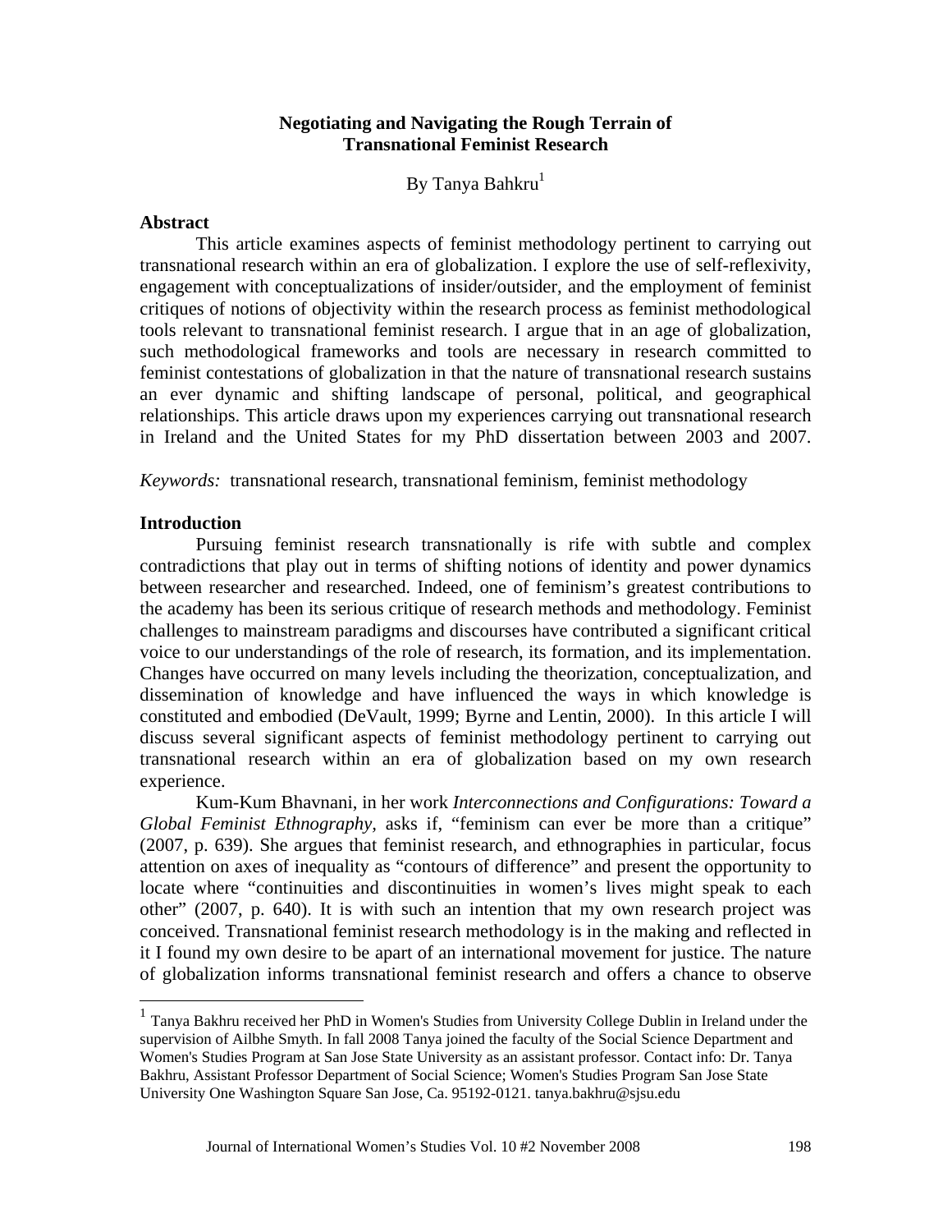## Negotiating and Navigating the Rough Terrain of Transnational Feminist Research

By Tanya Bahkru[1]

### Abstract

This article examines aspects of feminist methodology pertinent to carrying out transnational research within an era of globalization. I explore the use of self-reflexivity, engagement with conceptualizations of insider/outsider, and the employment of feminist critiques of notions of objectivity within the research process as feminist methodological tools relevant to transnational feminist research. I argue that in an age of globalization, such methodological frameworks and tools are necessary in research committed to feminist contestations of globalization in that the nature of transnational research sustains an ever dynamic and shifting landscape of personal, political, and geographical relationships. This article draws upon my experiences carrying out transnational research in Ireland and the United States for my PhD dissertation between 2003 and 2007.

*Keywords:* transnational research, transnational feminism, feminist methodology

### Introduction

Pursuing feminist research transnationally is rife with subtle and complex contradictions that play out in terms of shifting notions of identity and power dynamics between researcher and researched. Indeed, one of feminism's greatest contributions to the academy has been its serious critique of research methods and methodology. Feminist challenges to mainstream paradigms and discourses have contributed a significant critical voice to our understandings of the role of research, its formation, and its implementation. Changes have occurred on many levels including the theorization, conceptualization, and dissemination of knowledge and have influenced the ways in which knowledge is constituted and embodied (DeVault, 1999; Byrne and Lentin, 2000). In this article I will discuss several significant aspects of feminist methodology pertinent to carrying out transnational research within an era of globalization based on my own research experience.

Kum-Kum Bhavnani, in her work *Interconnections and Configurations: Toward a Global Feminist Ethnography,* asks if, "feminism can ever be more than a critique" (2007, p. 639). She argues that feminist research, and ethnographies in particular, focus attention on axes of inequality as "contours of difference" and present the opportunity to locate where "continuities and discontinuities in women's lives might speak to each other" (2007, p. 640). It is with such an intention that my own research project was conceived. Transnational feminist research methodology is in the making and reflected in it I found my own desire to be apart of an international movement for justice. The nature of globalization informs transnational feminist research and offers a chance to observe

---

[1] Tanya Bakhru received her PhD in Women's Studies from University College Dublin in Ireland under the supervision of Ailbhe Smyth. In fall 2008 Tanya joined the faculty of the Social Science Department and Women's Studies Program at San Jose State University as an assistant professor. Contact info: Dr. Tanya Bakhru, Assistant Professor Department of Social Science; Women's Studies Program San Jose State University One Washington Square San Jose, Ca. 95192-0121. tanya.bakhru@sjsu.edu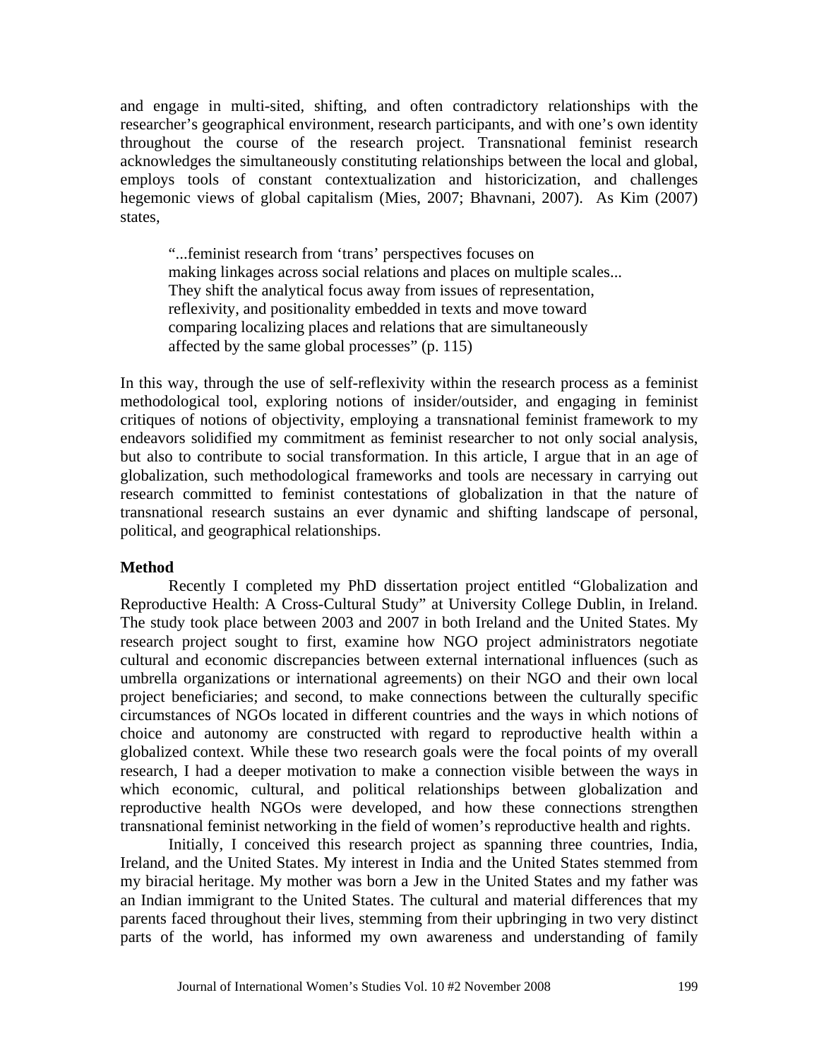and engage in multi-sited, shifting, and often contradictory relationships with the researcher's geographical environment, research participants, and with one's own identity throughout the course of the research project. Transnational feminist research acknowledges the simultaneously constituting relationships between the local and global, employs tools of constant contextualization and historicization, and challenges hegemonic views of global capitalism (Mies, 2007; Bhavnani, 2007). As Kim (2007) states,

> "...feminist research from 'trans' perspectives focuses on making linkages across social relations and places on multiple scales... They shift the analytical focus away from issues of representation, reflexivity, and positionality embedded in texts and move toward comparing localizing places and relations that are simultaneously affected by the same global processes" (p. 115)

In this way, through the use of self-reflexivity within the research process as a feminist methodological tool, exploring notions of insider/outsider, and engaging in feminist critiques of notions of objectivity, employing a transnational feminist framework to my endeavors solidified my commitment as feminist researcher to not only social analysis, but also to contribute to social transformation. In this article, I argue that in an age of globalization, such methodological frameworks and tools are necessary in carrying out research committed to feminist contestations of globalization in that the nature of transnational research sustains an ever dynamic and shifting landscape of personal, political, and geographical relationships.

**Method**

Recently I completed my PhD dissertation project entitled "Globalization and Reproductive Health: A Cross-Cultural Study" at University College Dublin, in Ireland. The study took place between 2003 and 2007 in both Ireland and the United States. My research project sought to first, examine how NGO project administrators negotiate cultural and economic discrepancies between external international influences (such as umbrella organizations or international agreements) on their NGO and their own local project beneficiaries; and second, to make connections between the culturally specific circumstances of NGOs located in different countries and the ways in which notions of choice and autonomy are constructed with regard to reproductive health within a globalized context. While these two research goals were the focal points of my overall research, I had a deeper motivation to make a connection visible between the ways in which economic, cultural, and political relationships between globalization and reproductive health NGOs were developed, and how these connections strengthen transnational feminist networking in the field of women's reproductive health and rights.

Initially, I conceived this research project as spanning three countries, India, Ireland, and the United States. My interest in India and the United States stemmed from my biracial heritage. My mother was born a Jew in the United States and my father was an Indian immigrant to the United States. The cultural and material differences that my parents faced throughout their lives, stemming from their upbringing in two very distinct parts of the world, has informed my own awareness and understanding of family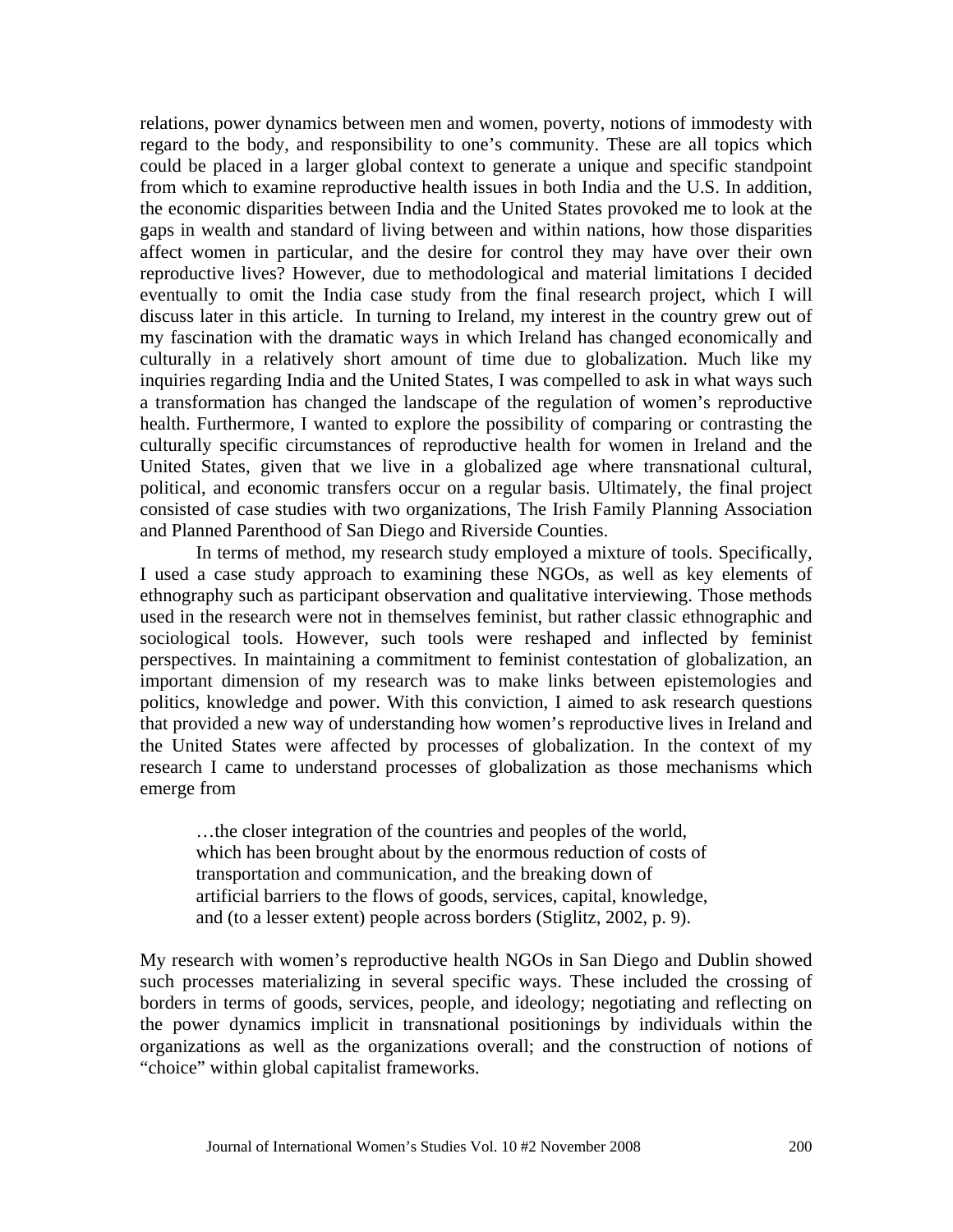relations, power dynamics between men and women, poverty, notions of immodesty with regard to the body, and responsibility to one's community. These are all topics which could be placed in a larger global context to generate a unique and specific standpoint from which to examine reproductive health issues in both India and the U.S. In addition, the economic disparities between India and the United States provoked me to look at the gaps in wealth and standard of living between and within nations, how those disparities affect women in particular, and the desire for control they may have over their own reproductive lives? However, due to methodological and material limitations I decided eventually to omit the India case study from the final research project, which I will discuss later in this article. In turning to Ireland, my interest in the country grew out of my fascination with the dramatic ways in which Ireland has changed economically and culturally in a relatively short amount of time due to globalization. Much like my inquiries regarding India and the United States, I was compelled to ask in what ways such a transformation has changed the landscape of the regulation of women's reproductive health. Furthermore, I wanted to explore the possibility of comparing or contrasting the culturally specific circumstances of reproductive health for women in Ireland and the United States, given that we live in a globalized age where transnational cultural, political, and economic transfers occur on a regular basis. Ultimately, the final project consisted of case studies with two organizations, The Irish Family Planning Association and Planned Parenthood of San Diego and Riverside Counties.

In terms of method, my research study employed a mixture of tools. Specifically, I used a case study approach to examining these NGOs, as well as key elements of ethnography such as participant observation and qualitative interviewing. Those methods used in the research were not in themselves feminist, but rather classic ethnographic and sociological tools. However, such tools were reshaped and inflected by feminist perspectives. In maintaining a commitment to feminist contestation of globalization, an important dimension of my research was to make links between epistemologies and politics, knowledge and power. With this conviction, I aimed to ask research questions that provided a new way of understanding how women's reproductive lives in Ireland and the United States were affected by processes of globalization. In the context of my research I came to understand processes of globalization as those mechanisms which emerge from

> …the closer integration of the countries and peoples of the world, which has been brought about by the enormous reduction of costs of transportation and communication, and the breaking down of artificial barriers to the flows of goods, services, capital, knowledge, and (to a lesser extent) people across borders (Stiglitz, 2002, p. 9).

My research with women's reproductive health NGOs in San Diego and Dublin showed such processes materializing in several specific ways. These included the crossing of borders in terms of goods, services, people, and ideology; negotiating and reflecting on the power dynamics implicit in transnational positionings by individuals within the organizations as well as the organizations overall; and the construction of notions of "choice" within global capitalist frameworks.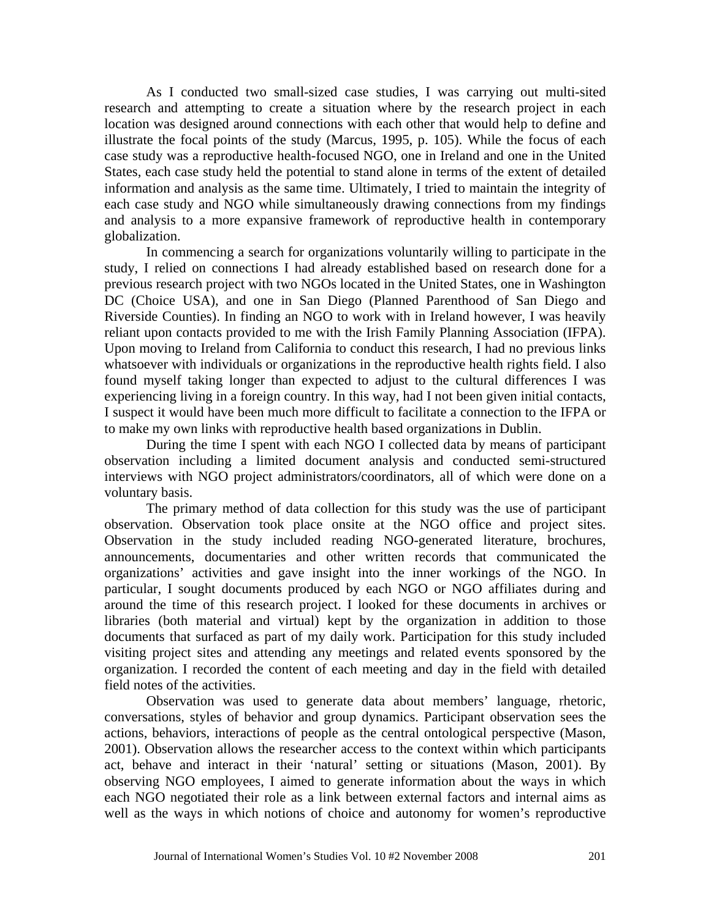As I conducted two small-sized case studies, I was carrying out multi-sited research and attempting to create a situation where by the research project in each location was designed around connections with each other that would help to define and illustrate the focal points of the study (Marcus, 1995, p. 105). While the focus of each case study was a reproductive health-focused NGO, one in Ireland and one in the United States, each case study held the potential to stand alone in terms of the extent of detailed information and analysis as the same time. Ultimately, I tried to maintain the integrity of each case study and NGO while simultaneously drawing connections from my findings and analysis to a more expansive framework of reproductive health in contemporary globalization.

In commencing a search for organizations voluntarily willing to participate in the study, I relied on connections I had already established based on research done for a previous research project with two NGOs located in the United States, one in Washington DC (Choice USA), and one in San Diego (Planned Parenthood of San Diego and Riverside Counties). In finding an NGO to work with in Ireland however, I was heavily reliant upon contacts provided to me with the Irish Family Planning Association (IFPA). Upon moving to Ireland from California to conduct this research, I had no previous links whatsoever with individuals or organizations in the reproductive health rights field. I also found myself taking longer than expected to adjust to the cultural differences I was experiencing living in a foreign country. In this way, had I not been given initial contacts, I suspect it would have been much more difficult to facilitate a connection to the IFPA or to make my own links with reproductive health based organizations in Dublin.

During the time I spent with each NGO I collected data by means of participant observation including a limited document analysis and conducted semi-structured interviews with NGO project administrators/coordinators, all of which were done on a voluntary basis.

The primary method of data collection for this study was the use of participant observation. Observation took place onsite at the NGO office and project sites. Observation in the study included reading NGO-generated literature, brochures, announcements, documentaries and other written records that communicated the organizations' activities and gave insight into the inner workings of the NGO. In particular, I sought documents produced by each NGO or NGO affiliates during and around the time of this research project. I looked for these documents in archives or libraries (both material and virtual) kept by the organization in addition to those documents that surfaced as part of my daily work. Participation for this study included visiting project sites and attending any meetings and related events sponsored by the organization. I recorded the content of each meeting and day in the field with detailed field notes of the activities.

Observation was used to generate data about members' language, rhetoric, conversations, styles of behavior and group dynamics. Participant observation sees the actions, behaviors, interactions of people as the central ontological perspective (Mason, 2001). Observation allows the researcher access to the context within which participants act, behave and interact in their 'natural' setting or situations (Mason, 2001). By observing NGO employees, I aimed to generate information about the ways in which each NGO negotiated their role as a link between external factors and internal aims as well as the ways in which notions of choice and autonomy for women's reproductive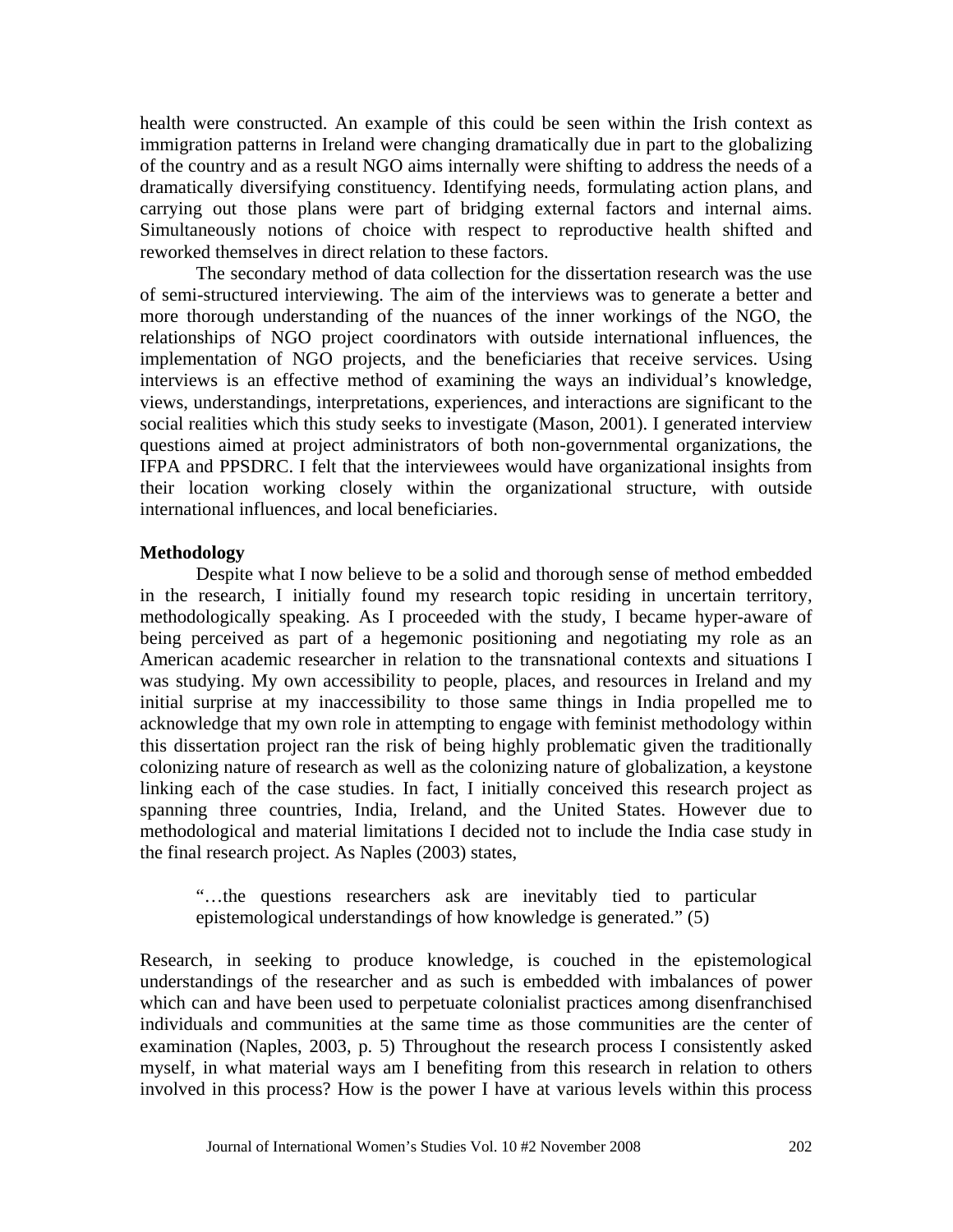health were constructed. An example of this could be seen within the Irish context as immigration patterns in Ireland were changing dramatically due in part to the globalizing of the country and as a result NGO aims internally were shifting to address the needs of a dramatically diversifying constituency. Identifying needs, formulating action plans, and carrying out those plans were part of bridging external factors and internal aims. Simultaneously notions of choice with respect to reproductive health shifted and reworked themselves in direct relation to these factors.

The secondary method of data collection for the dissertation research was the use of semi-structured interviewing. The aim of the interviews was to generate a better and more thorough understanding of the nuances of the inner workings of the NGO, the relationships of NGO project coordinators with outside international influences, the implementation of NGO projects, and the beneficiaries that receive services. Using interviews is an effective method of examining the ways an individual's knowledge, views, understandings, interpretations, experiences, and interactions are significant to the social realities which this study seeks to investigate (Mason, 2001). I generated interview questions aimed at project administrators of both non-governmental organizations, the IFPA and PPSDRC. I felt that the interviewees would have organizational insights from their location working closely within the organizational structure, with outside international influences, and local beneficiaries.

**Methodology**

Despite what I now believe to be a solid and thorough sense of method embedded in the research, I initially found my research topic residing in uncertain territory, methodologically speaking. As I proceeded with the study, I became hyper-aware of being perceived as part of a hegemonic positioning and negotiating my role as an American academic researcher in relation to the transnational contexts and situations I was studying. My own accessibility to people, places, and resources in Ireland and my initial surprise at my inaccessibility to those same things in India propelled me to acknowledge that my own role in attempting to engage with feminist methodology within this dissertation project ran the risk of being highly problematic given the traditionally colonizing nature of research as well as the colonizing nature of globalization, a keystone linking each of the case studies. In fact, I initially conceived this research project as spanning three countries, India, Ireland, and the United States. However due to methodological and material limitations I decided not to include the India case study in the final research project. As Naples (2003) states,

> "…the questions researchers ask are inevitably tied to particular epistemological understandings of how knowledge is generated." (5)

Research, in seeking to produce knowledge, is couched in the epistemological understandings of the researcher and as such is embedded with imbalances of power which can and have been used to perpetuate colonialist practices among disenfranchised individuals and communities at the same time as those communities are the center of examination (Naples, 2003, p. 5) Throughout the research process I consistently asked myself, in what material ways am I benefiting from this research in relation to others involved in this process? How is the power I have at various levels within this process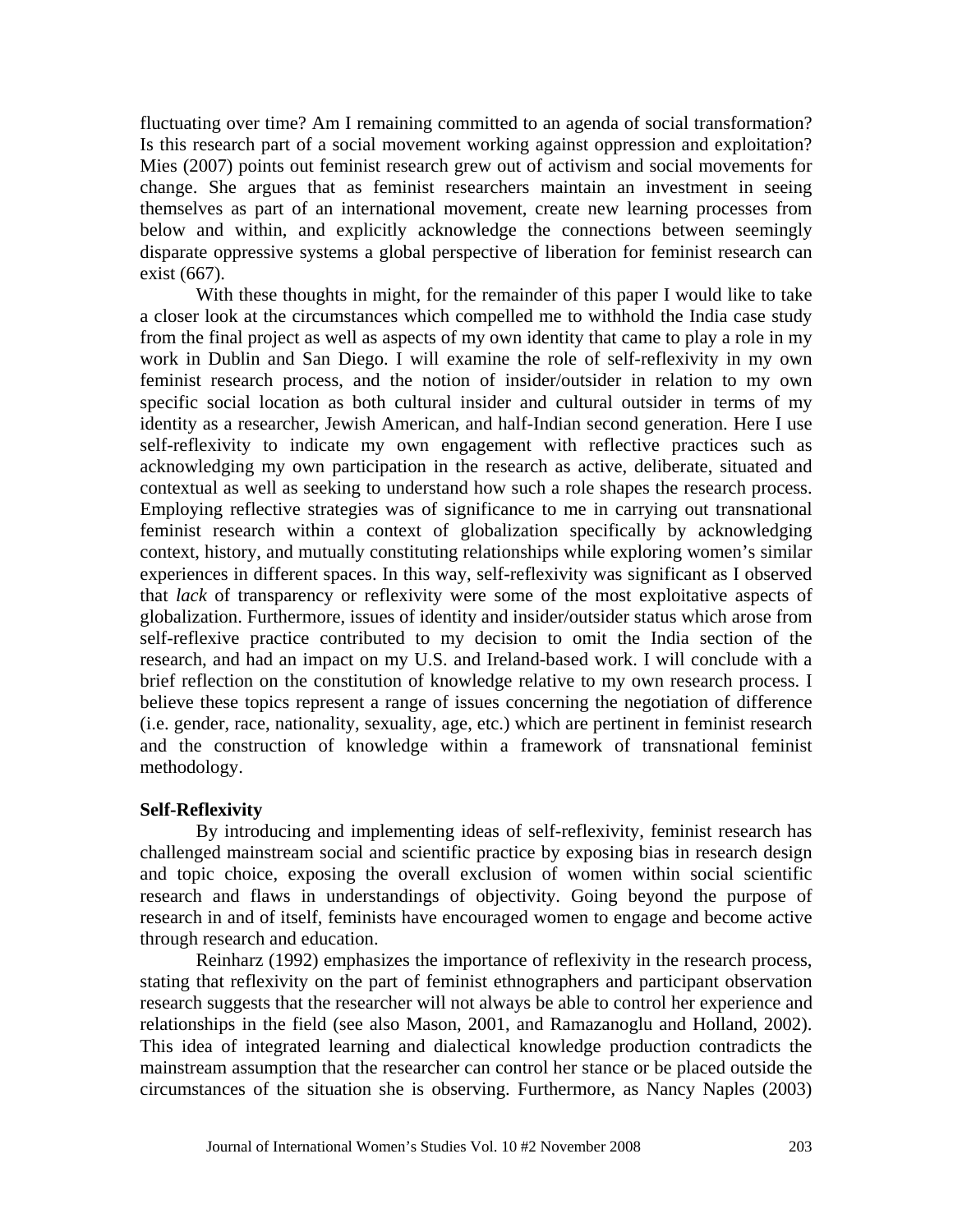fluctuating over time? Am I remaining committed to an agenda of social transformation? Is this research part of a social movement working against oppression and exploitation? Mies (2007) points out feminist research grew out of activism and social movements for change. She argues that as feminist researchers maintain an investment in seeing themselves as part of an international movement, create new learning processes from below and within, and explicitly acknowledge the connections between seemingly disparate oppressive systems a global perspective of liberation for feminist research can exist (667).

With these thoughts in might, for the remainder of this paper I would like to take a closer look at the circumstances which compelled me to withhold the India case study from the final project as well as aspects of my own identity that came to play a role in my work in Dublin and San Diego. I will examine the role of self-reflexivity in my own feminist research process, and the notion of insider/outsider in relation to my own specific social location as both cultural insider and cultural outsider in terms of my identity as a researcher, Jewish American, and half-Indian second generation. Here I use self-reflexivity to indicate my own engagement with reflective practices such as acknowledging my own participation in the research as active, deliberate, situated and contextual as well as seeking to understand how such a role shapes the research process. Employing reflective strategies was of significance to me in carrying out transnational feminist research within a context of globalization specifically by acknowledging context, history, and mutually constituting relationships while exploring women's similar experiences in different spaces. In this way, self-reflexivity was significant as I observed that *lack* of transparency or reflexivity were some of the most exploitative aspects of globalization. Furthermore, issues of identity and insider/outsider status which arose from self-reflexive practice contributed to my decision to omit the India section of the research, and had an impact on my U.S. and Ireland-based work. I will conclude with a brief reflection on the constitution of knowledge relative to my own research process. I believe these topics represent a range of issues concerning the negotiation of difference (i.e. gender, race, nationality, sexuality, age, etc.) which are pertinent in feminist research and the construction of knowledge within a framework of transnational feminist methodology.

**Self-Reflexivity**

By introducing and implementing ideas of self-reflexivity, feminist research has challenged mainstream social and scientific practice by exposing bias in research design and topic choice, exposing the overall exclusion of women within social scientific research and flaws in understandings of objectivity. Going beyond the purpose of research in and of itself, feminists have encouraged women to engage and become active through research and education.

Reinharz (1992) emphasizes the importance of reflexivity in the research process, stating that reflexivity on the part of feminist ethnographers and participant observation research suggests that the researcher will not always be able to control her experience and relationships in the field (see also Mason, 2001, and Ramazanoglu and Holland, 2002). This idea of integrated learning and dialectical knowledge production contradicts the mainstream assumption that the researcher can control her stance or be placed outside the circumstances of the situation she is observing. Furthermore, as Nancy Naples (2003)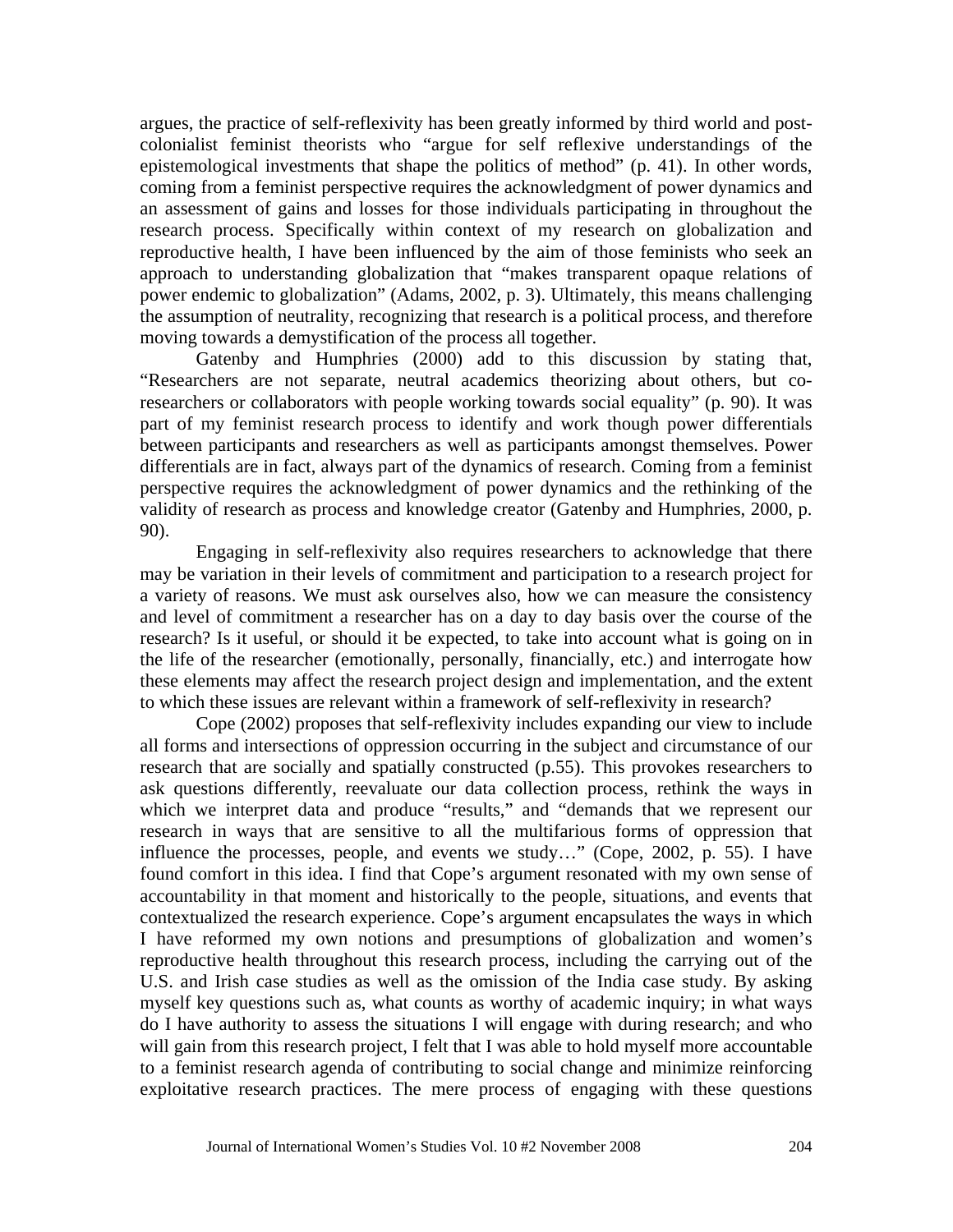argues, the practice of self-reflexivity has been greatly informed by third world and post-colonialist feminist theorists who "argue for self reflexive understandings of the epistemological investments that shape the politics of method" (p. 41). In other words, coming from a feminist perspective requires the acknowledgment of power dynamics and an assessment of gains and losses for those individuals participating in throughout the research process. Specifically within context of my research on globalization and reproductive health, I have been influenced by the aim of those feminists who seek an approach to understanding globalization that "makes transparent opaque relations of power endemic to globalization" (Adams, 2002, p. 3). Ultimately, this means challenging the assumption of neutrality, recognizing that research is a political process, and therefore moving towards a demystification of the process all together.

Gatenby and Humphries (2000) add to this discussion by stating that, "Researchers are not separate, neutral academics theorizing about others, but co-researchers or collaborators with people working towards social equality" (p. 90). It was part of my feminist research process to identify and work though power differentials between participants and researchers as well as participants amongst themselves. Power differentials are in fact, always part of the dynamics of research. Coming from a feminist perspective requires the acknowledgment of power dynamics and the rethinking of the validity of research as process and knowledge creator (Gatenby and Humphries, 2000, p. 90).

Engaging in self-reflexivity also requires researchers to acknowledge that there may be variation in their levels of commitment and participation to a research project for a variety of reasons. We must ask ourselves also, how we can measure the consistency and level of commitment a researcher has on a day to day basis over the course of the research? Is it useful, or should it be expected, to take into account what is going on in the life of the researcher (emotionally, personally, financially, etc.) and interrogate how these elements may affect the research project design and implementation, and the extent to which these issues are relevant within a framework of self-reflexivity in research?

Cope (2002) proposes that self-reflexivity includes expanding our view to include all forms and intersections of oppression occurring in the subject and circumstance of our research that are socially and spatially constructed (p.55). This provokes researchers to ask questions differently, reevaluate our data collection process, rethink the ways in which we interpret data and produce "results," and "demands that we represent our research in ways that are sensitive to all the multifarious forms of oppression that influence the processes, people, and events we study…" (Cope, 2002, p. 55). I have found comfort in this idea. I find that Cope's argument resonated with my own sense of accountability in that moment and historically to the people, situations, and events that contextualized the research experience. Cope's argument encapsulates the ways in which I have reformed my own notions and presumptions of globalization and women's reproductive health throughout this research process, including the carrying out of the U.S. and Irish case studies as well as the omission of the India case study. By asking myself key questions such as, what counts as worthy of academic inquiry; in what ways do I have authority to assess the situations I will engage with during research; and who will gain from this research project, I felt that I was able to hold myself more accountable to a feminist research agenda of contributing to social change and minimize reinforcing exploitative research practices. The mere process of engaging with these questions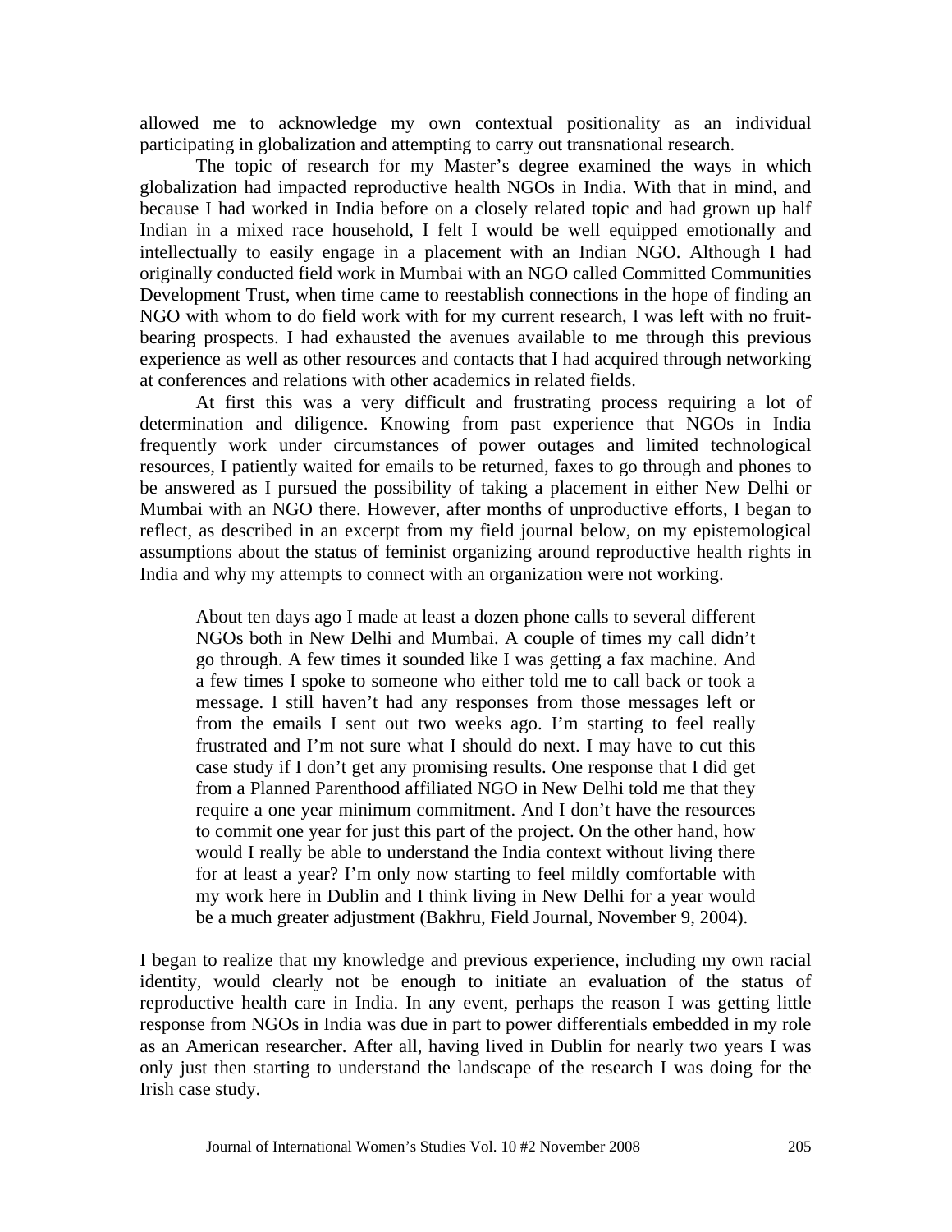allowed me to acknowledge my own contextual positionality as an individual participating in globalization and attempting to carry out transnational research.

The topic of research for my Master's degree examined the ways in which globalization had impacted reproductive health NGOs in India. With that in mind, and because I had worked in India before on a closely related topic and had grown up half Indian in a mixed race household, I felt I would be well equipped emotionally and intellectually to easily engage in a placement with an Indian NGO. Although I had originally conducted field work in Mumbai with an NGO called Committed Communities Development Trust, when time came to reestablish connections in the hope of finding an NGO with whom to do field work with for my current research, I was left with no fruit-bearing prospects. I had exhausted the avenues available to me through this previous experience as well as other resources and contacts that I had acquired through networking at conferences and relations with other academics in related fields.

At first this was a very difficult and frustrating process requiring a lot of determination and diligence. Knowing from past experience that NGOs in India frequently work under circumstances of power outages and limited technological resources, I patiently waited for emails to be returned, faxes to go through and phones to be answered as I pursued the possibility of taking a placement in either New Delhi or Mumbai with an NGO there. However, after months of unproductive efforts, I began to reflect, as described in an excerpt from my field journal below, on my epistemological assumptions about the status of feminist organizing around reproductive health rights in India and why my attempts to connect with an organization were not working.

> About ten days ago I made at least a dozen phone calls to several different NGOs both in New Delhi and Mumbai. A couple of times my call didn't go through. A few times it sounded like I was getting a fax machine. And a few times I spoke to someone who either told me to call back or took a message. I still haven't had any responses from those messages left or from the emails I sent out two weeks ago. I'm starting to feel really frustrated and I'm not sure what I should do next. I may have to cut this case study if I don't get any promising results. One response that I did get from a Planned Parenthood affiliated NGO in New Delhi told me that they require a one year minimum commitment. And I don't have the resources to commit one year for just this part of the project. On the other hand, how would I really be able to understand the India context without living there for at least a year? I'm only now starting to feel mildly comfortable with my work here in Dublin and I think living in New Delhi for a year would be a much greater adjustment (Bakhru, Field Journal, November 9, 2004).

I began to realize that my knowledge and previous experience, including my own racial identity, would clearly not be enough to initiate an evaluation of the status of reproductive health care in India. In any event, perhaps the reason I was getting little response from NGOs in India was due in part to power differentials embedded in my role as an American researcher. After all, having lived in Dublin for nearly two years I was only just then starting to understand the landscape of the research I was doing for the Irish case study.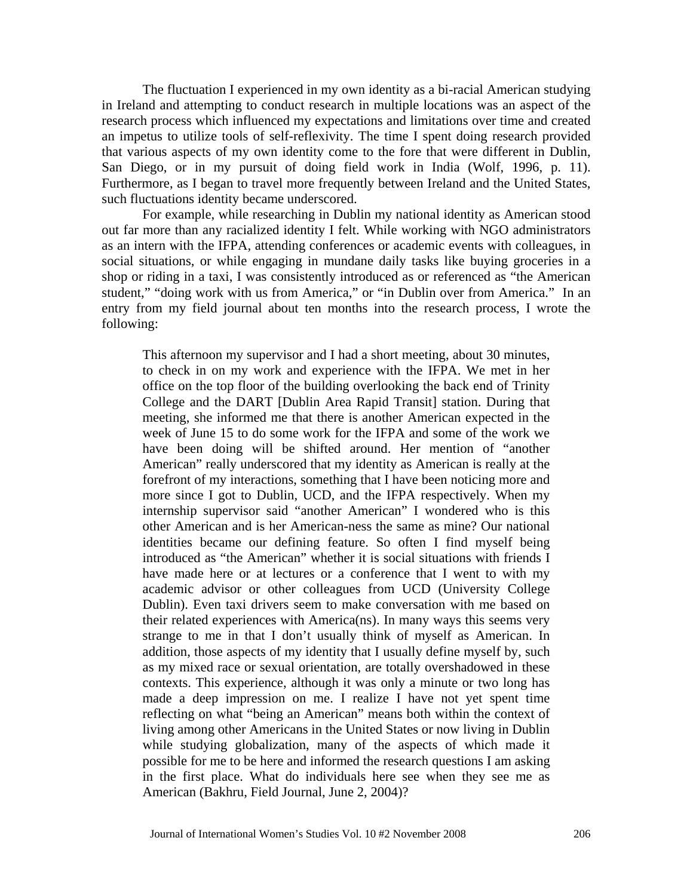The fluctuation I experienced in my own identity as a bi-racial American studying in Ireland and attempting to conduct research in multiple locations was an aspect of the research process which influenced my expectations and limitations over time and created an impetus to utilize tools of self-reflexivity. The time I spent doing research provided that various aspects of my own identity come to the fore that were different in Dublin, San Diego, or in my pursuit of doing field work in India (Wolf, 1996, p. 11). Furthermore, as I began to travel more frequently between Ireland and the United States, such fluctuations identity became underscored.

For example, while researching in Dublin my national identity as American stood out far more than any racialized identity I felt. While working with NGO administrators as an intern with the IFPA, attending conferences or academic events with colleagues, in social situations, or while engaging in mundane daily tasks like buying groceries in a shop or riding in a taxi, I was consistently introduced as or referenced as "the American student," "doing work with us from America," or "in Dublin over from America." In an entry from my field journal about ten months into the research process, I wrote the following:

> This afternoon my supervisor and I had a short meeting, about 30 minutes, to check in on my work and experience with the IFPA. We met in her office on the top floor of the building overlooking the back end of Trinity College and the DART [Dublin Area Rapid Transit] station. During that meeting, she informed me that there is another American expected in the week of June 15 to do some work for the IFPA and some of the work we have been doing will be shifted around. Her mention of "another American" really underscored that my identity as American is really at the forefront of my interactions, something that I have been noticing more and more since I got to Dublin, UCD, and the IFPA respectively. When my internship supervisor said "another American" I wondered who is this other American and is her American-ness the same as mine? Our national identities became our defining feature. So often I find myself being introduced as "the American" whether it is social situations with friends I have made here or at lectures or a conference that I went to with my academic advisor or other colleagues from UCD (University College Dublin). Even taxi drivers seem to make conversation with me based on their related experiences with America(ns). In many ways this seems very strange to me in that I don't usually think of myself as American. In addition, those aspects of my identity that I usually define myself by, such as my mixed race or sexual orientation, are totally overshadowed in these contexts. This experience, although it was only a minute or two long has made a deep impression on me. I realize I have not yet spent time reflecting on what "being an American" means both within the context of living among other Americans in the United States or now living in Dublin while studying globalization, many of the aspects of which made it possible for me to be here and informed the research questions I am asking in the first place. What do individuals here see when they see me as American (Bakhru, Field Journal, June 2, 2004)?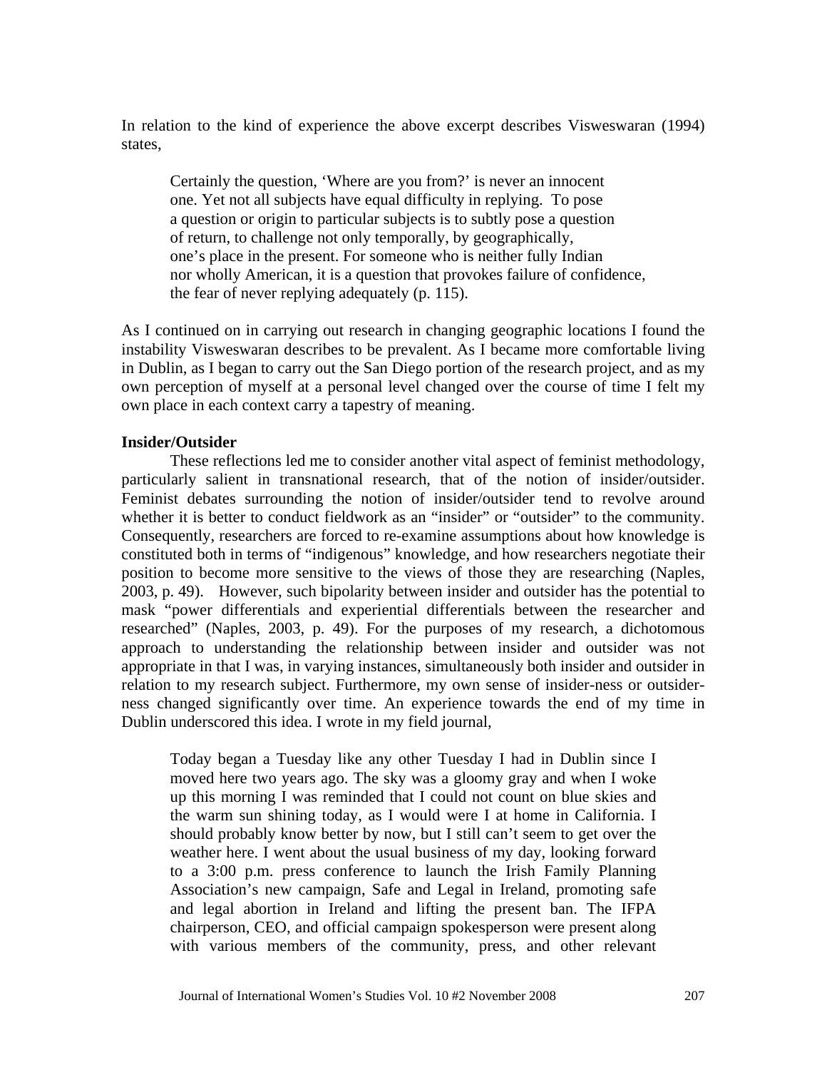In relation to the kind of experience the above excerpt describes Visweswaran (1994) states,

> Certainly the question, 'Where are you from?' is never an innocent one. Yet not all subjects have equal difficulty in replying. To pose a question or origin to particular subjects is to subtly pose a question of return, to challenge not only temporally, by geographically, one's place in the present. For someone who is neither fully Indian nor wholly American, it is a question that provokes failure of confidence, the fear of never replying adequately (p. 115).

As I continued on in carrying out research in changing geographic locations I found the instability Visweswaran describes to be prevalent. As I became more comfortable living in Dublin, as I began to carry out the San Diego portion of the research project, and as my own perception of myself at a personal level changed over the course of time I felt my own place in each context carry a tapestry of meaning.

**Insider/Outsider**

These reflections led me to consider another vital aspect of feminist methodology, particularly salient in transnational research, that of the notion of insider/outsider. Feminist debates surrounding the notion of insider/outsider tend to revolve around whether it is better to conduct fieldwork as an "insider" or "outsider" to the community. Consequently, researchers are forced to re-examine assumptions about how knowledge is constituted both in terms of "indigenous" knowledge, and how researchers negotiate their position to become more sensitive to the views of those they are researching (Naples, 2003, p. 49). However, such bipolarity between insider and outsider has the potential to mask "power differentials and experiential differentials between the researcher and researched" (Naples, 2003, p. 49). For the purposes of my research, a dichotomous approach to understanding the relationship between insider and outsider was not appropriate in that I was, in varying instances, simultaneously both insider and outsider in relation to my research subject. Furthermore, my own sense of insider-ness or outsider-ness changed significantly over time. An experience towards the end of my time in Dublin underscored this idea. I wrote in my field journal,

> Today began a Tuesday like any other Tuesday I had in Dublin since I moved here two years ago. The sky was a gloomy gray and when I woke up this morning I was reminded that I could not count on blue skies and the warm sun shining today, as I would were I at home in California. I should probably know better by now, but I still can't seem to get over the weather here. I went about the usual business of my day, looking forward to a 3:00 p.m. press conference to launch the Irish Family Planning Association's new campaign, Safe and Legal in Ireland, promoting safe and legal abortion in Ireland and lifting the present ban. The IFPA chairperson, CEO, and official campaign spokesperson were present along with various members of the community, press, and other relevant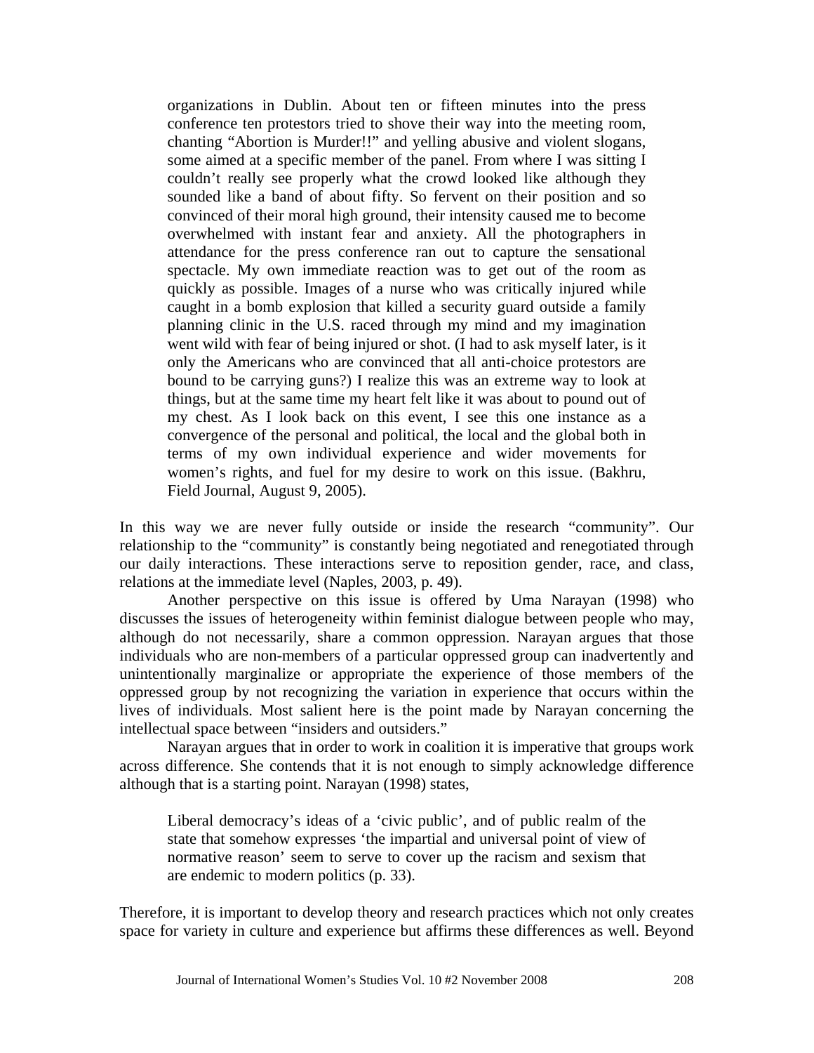> organizations in Dublin. About ten or fifteen minutes into the press conference ten protestors tried to shove their way into the meeting room, chanting "Abortion is Murder!!" and yelling abusive and violent slogans, some aimed at a specific member of the panel. From where I was sitting I couldn't really see properly what the crowd looked like although they sounded like a band of about fifty. So fervent on their position and so convinced of their moral high ground, their intensity caused me to become overwhelmed with instant fear and anxiety. All the photographers in attendance for the press conference ran out to capture the sensational spectacle. My own immediate reaction was to get out of the room as quickly as possible. Images of a nurse who was critically injured while caught in a bomb explosion that killed a security guard outside a family planning clinic in the U.S. raced through my mind and my imagination went wild with fear of being injured or shot. (I had to ask myself later, is it only the Americans who are convinced that all anti-choice protestors are bound to be carrying guns?) I realize this was an extreme way to look at things, but at the same time my heart felt like it was about to pound out of my chest. As I look back on this event, I see this one instance as a convergence of the personal and political, the local and the global both in terms of my own individual experience and wider movements for women's rights, and fuel for my desire to work on this issue. (Bakhru, Field Journal, August 9, 2005).

In this way we are never fully outside or inside the research "community". Our relationship to the "community" is constantly being negotiated and renegotiated through our daily interactions. These interactions serve to reposition gender, race, and class, relations at the immediate level (Naples, 2003, p. 49).

Another perspective on this issue is offered by Uma Narayan (1998) who discusses the issues of heterogeneity within feminist dialogue between people who may, although do not necessarily, share a common oppression. Narayan argues that those individuals who are non-members of a particular oppressed group can inadvertently and unintentionally marginalize or appropriate the experience of those members of the oppressed group by not recognizing the variation in experience that occurs within the lives of individuals. Most salient here is the point made by Narayan concerning the intellectual space between "insiders and outsiders."

Narayan argues that in order to work in coalition it is imperative that groups work across difference. She contends that it is not enough to simply acknowledge difference although that is a starting point. Narayan (1998) states,

> Liberal democracy's ideas of a 'civic public', and of public realm of the state that somehow expresses 'the impartial and universal point of view of normative reason' seem to serve to cover up the racism and sexism that are endemic to modern politics (p. 33).

Therefore, it is important to develop theory and research practices which not only creates space for variety in culture and experience but affirms these differences as well. Beyond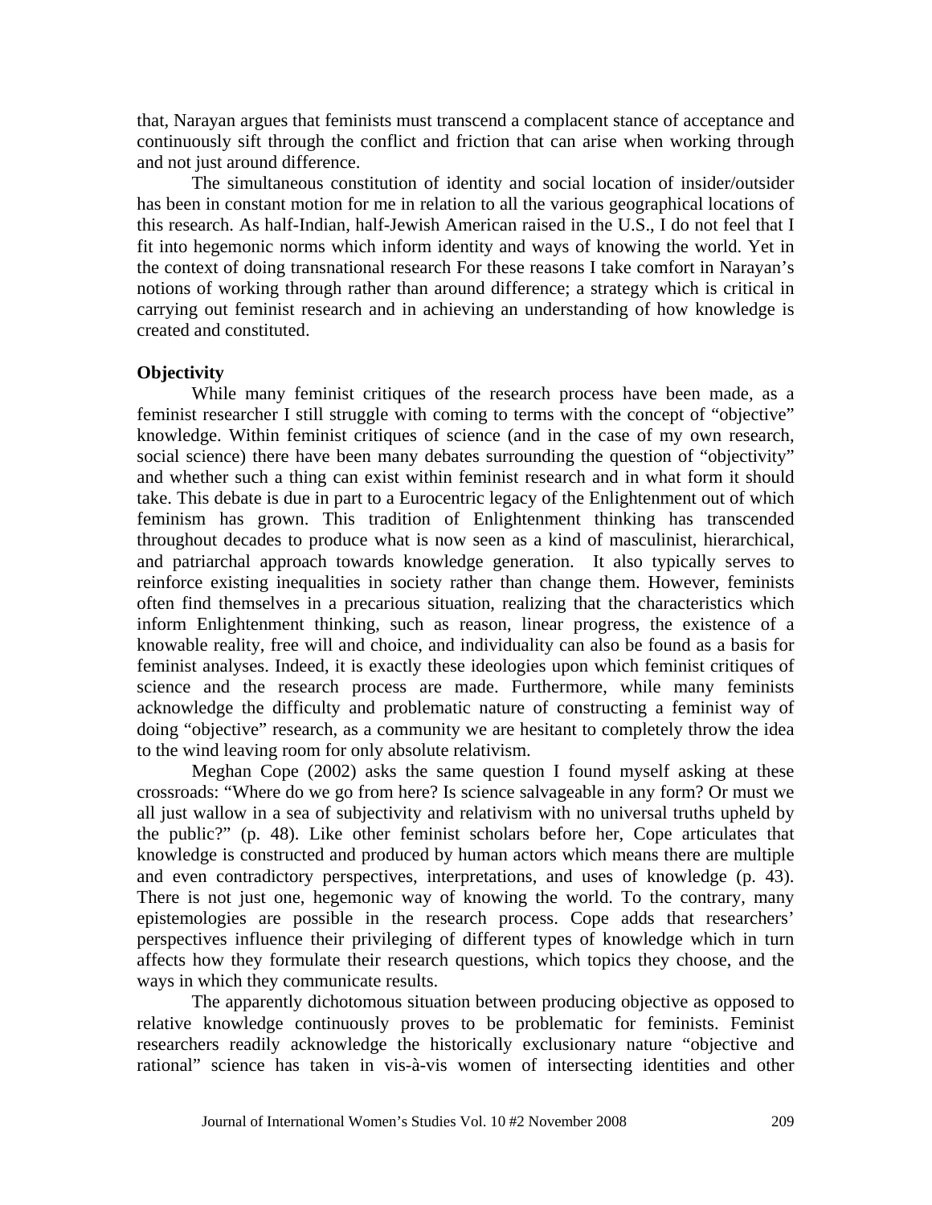that, Narayan argues that feminists must transcend a complacent stance of acceptance and continuously sift through the conflict and friction that can arise when working through and not just around difference.

The simultaneous constitution of identity and social location of insider/outsider has been in constant motion for me in relation to all the various geographical locations of this research. As half-Indian, half-Jewish American raised in the U.S., I do not feel that I fit into hegemonic norms which inform identity and ways of knowing the world. Yet in the context of doing transnational research For these reasons I take comfort in Narayan's notions of working through rather than around difference; a strategy which is critical in carrying out feminist research and in achieving an understanding of how knowledge is created and constituted.

**Objectivity**

While many feminist critiques of the research process have been made, as a feminist researcher I still struggle with coming to terms with the concept of "objective" knowledge. Within feminist critiques of science (and in the case of my own research, social science) there have been many debates surrounding the question of "objectivity" and whether such a thing can exist within feminist research and in what form it should take. This debate is due in part to a Eurocentric legacy of the Enlightenment out of which feminism has grown. This tradition of Enlightenment thinking has transcended throughout decades to produce what is now seen as a kind of masculinist, hierarchical, and patriarchal approach towards knowledge generation. It also typically serves to reinforce existing inequalities in society rather than change them. However, feminists often find themselves in a precarious situation, realizing that the characteristics which inform Enlightenment thinking, such as reason, linear progress, the existence of a knowable reality, free will and choice, and individuality can also be found as a basis for feminist analyses. Indeed, it is exactly these ideologies upon which feminist critiques of science and the research process are made. Furthermore, while many feminists acknowledge the difficulty and problematic nature of constructing a feminist way of doing "objective" research, as a community we are hesitant to completely throw the idea to the wind leaving room for only absolute relativism.

Meghan Cope (2002) asks the same question I found myself asking at these crossroads: "Where do we go from here? Is science salvageable in any form? Or must we all just wallow in a sea of subjectivity and relativism with no universal truths upheld by the public?" (p. 48). Like other feminist scholars before her, Cope articulates that knowledge is constructed and produced by human actors which means there are multiple and even contradictory perspectives, interpretations, and uses of knowledge (p. 43). There is not just one, hegemonic way of knowing the world. To the contrary, many epistemologies are possible in the research process. Cope adds that researchers' perspectives influence their privileging of different types of knowledge which in turn affects how they formulate their research questions, which topics they choose, and the ways in which they communicate results.

The apparently dichotomous situation between producing objective as opposed to relative knowledge continuously proves to be problematic for feminists. Feminist researchers readily acknowledge the historically exclusionary nature "objective and rational" science has taken in vis-à-vis women of intersecting identities and other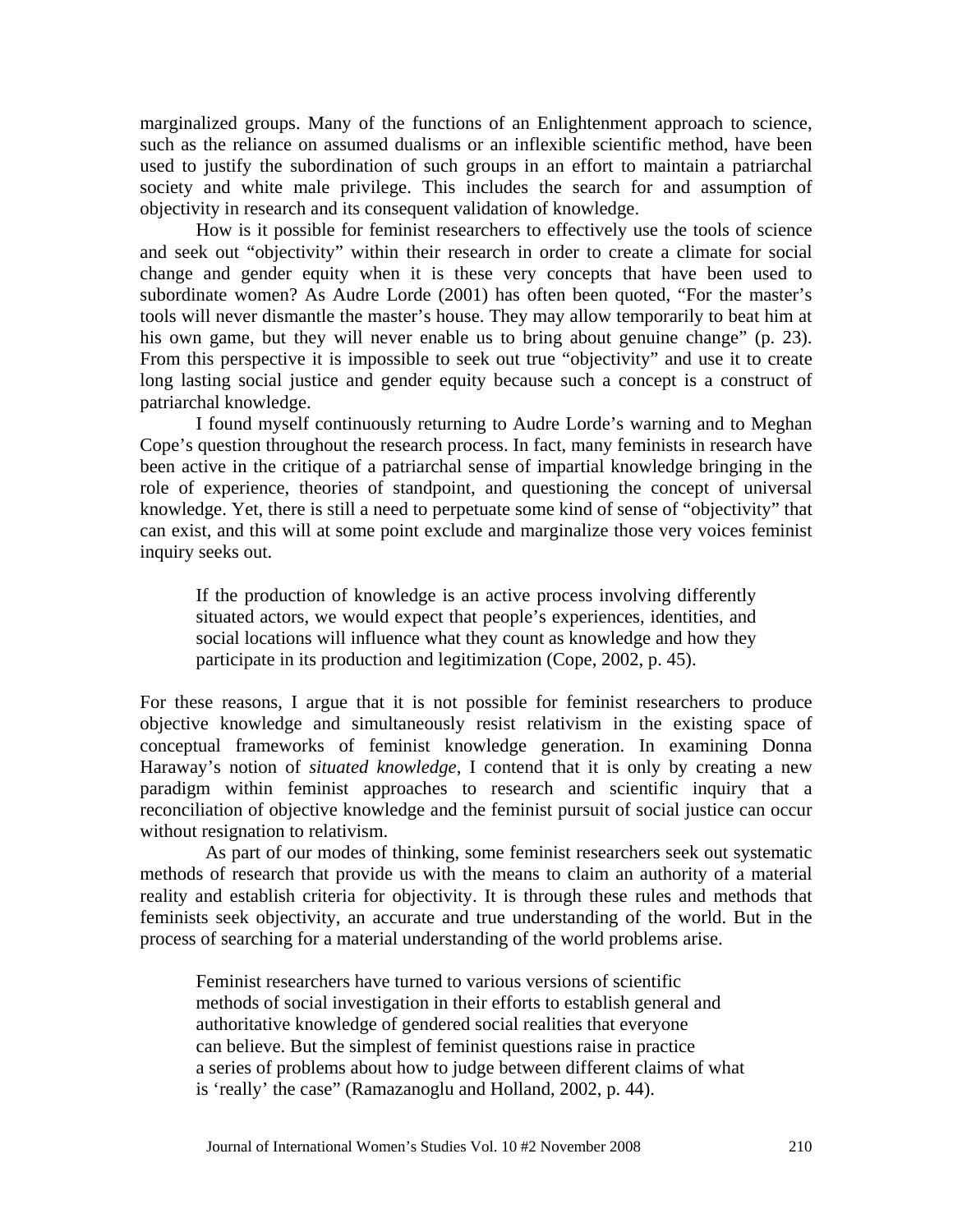marginalized groups. Many of the functions of an Enlightenment approach to science, such as the reliance on assumed dualisms or an inflexible scientific method, have been used to justify the subordination of such groups in an effort to maintain a patriarchal society and white male privilege. This includes the search for and assumption of objectivity in research and its consequent validation of knowledge.

How is it possible for feminist researchers to effectively use the tools of science and seek out "objectivity" within their research in order to create a climate for social change and gender equity when it is these very concepts that have been used to subordinate women? As Audre Lorde (2001) has often been quoted, "For the master's tools will never dismantle the master's house. They may allow temporarily to beat him at his own game, but they will never enable us to bring about genuine change" (p. 23). From this perspective it is impossible to seek out true "objectivity" and use it to create long lasting social justice and gender equity because such a concept is a construct of patriarchal knowledge.

I found myself continuously returning to Audre Lorde's warning and to Meghan Cope's question throughout the research process. In fact, many feminists in research have been active in the critique of a patriarchal sense of impartial knowledge bringing in the role of experience, theories of standpoint, and questioning the concept of universal knowledge. Yet, there is still a need to perpetuate some kind of sense of "objectivity" that can exist, and this will at some point exclude and marginalize those very voices feminist inquiry seeks out.

> If the production of knowledge is an active process involving differently situated actors, we would expect that people's experiences, identities, and social locations will influence what they count as knowledge and how they participate in its production and legitimization (Cope, 2002, p. 45).

For these reasons, I argue that it is not possible for feminist researchers to produce objective knowledge and simultaneously resist relativism in the existing space of conceptual frameworks of feminist knowledge generation. In examining Donna Haraway's notion of *situated knowledge*, I contend that it is only by creating a new paradigm within feminist approaches to research and scientific inquiry that a reconciliation of objective knowledge and the feminist pursuit of social justice can occur without resignation to relativism.

As part of our modes of thinking, some feminist researchers seek out systematic methods of research that provide us with the means to claim an authority of a material reality and establish criteria for objectivity. It is through these rules and methods that feminists seek objectivity, an accurate and true understanding of the world. But in the process of searching for a material understanding of the world problems arise.

> Feminist researchers have turned to various versions of scientific methods of social investigation in their efforts to establish general and authoritative knowledge of gendered social realities that everyone can believe. But the simplest of feminist questions raise in practice a series of problems about how to judge between different claims of what is 'really' the case" (Ramazanoglu and Holland, 2002, p. 44).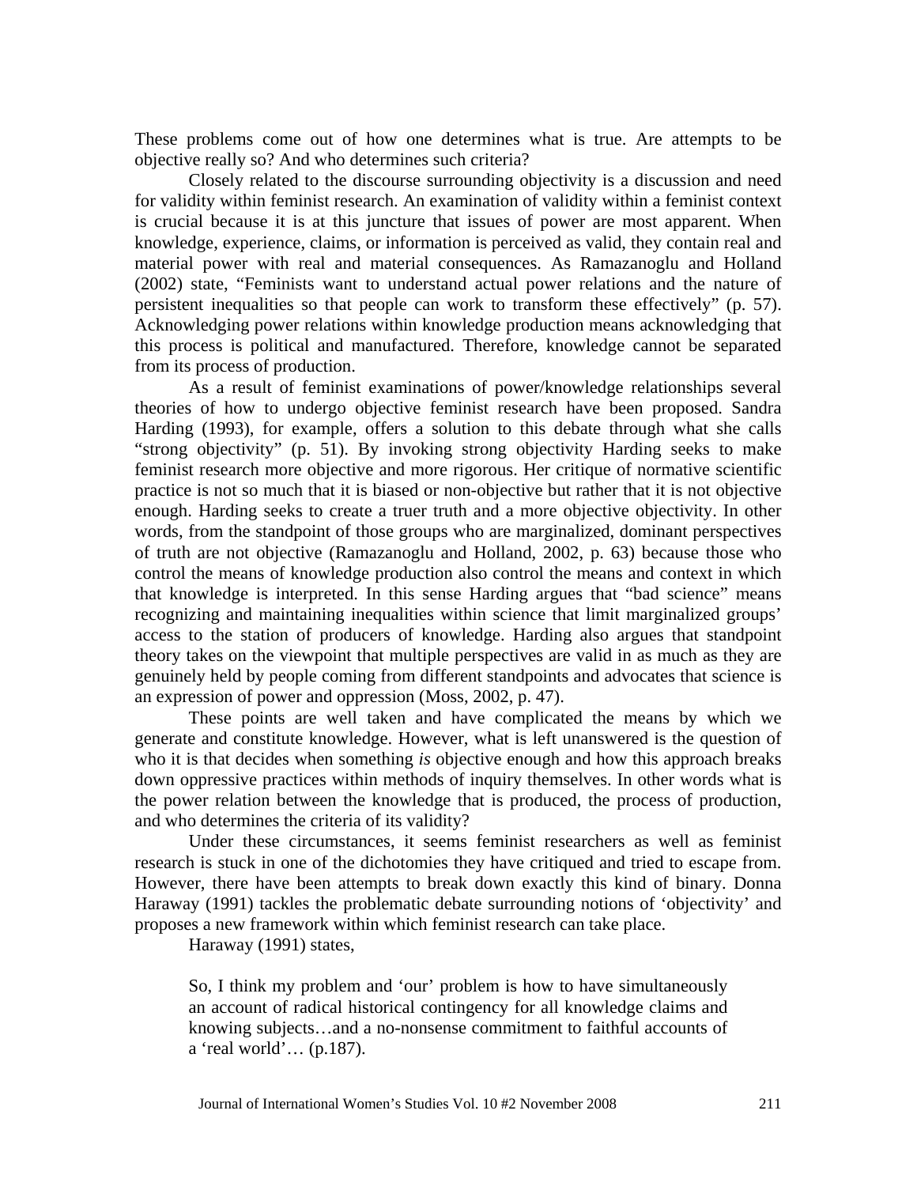These problems come out of how one determines what is true. Are attempts to be objective really so? And who determines such criteria?

Closely related to the discourse surrounding objectivity is a discussion and need for validity within feminist research. An examination of validity within a feminist context is crucial because it is at this juncture that issues of power are most apparent. When knowledge, experience, claims, or information is perceived as valid, they contain real and material power with real and material consequences. As Ramazanoglu and Holland (2002) state, "Feminists want to understand actual power relations and the nature of persistent inequalities so that people can work to transform these effectively" (p. 57). Acknowledging power relations within knowledge production means acknowledging that this process is political and manufactured. Therefore, knowledge cannot be separated from its process of production.

As a result of feminist examinations of power/knowledge relationships several theories of how to undergo objective feminist research have been proposed. Sandra Harding (1993), for example, offers a solution to this debate through what she calls "strong objectivity" (p. 51). By invoking strong objectivity Harding seeks to make feminist research more objective and more rigorous. Her critique of normative scientific practice is not so much that it is biased or non-objective but rather that it is not objective enough. Harding seeks to create a truer truth and a more objective objectivity. In other words, from the standpoint of those groups who are marginalized, dominant perspectives of truth are not objective (Ramazanoglu and Holland, 2002, p. 63) because those who control the means of knowledge production also control the means and context in which that knowledge is interpreted. In this sense Harding argues that "bad science" means recognizing and maintaining inequalities within science that limit marginalized groups' access to the station of producers of knowledge. Harding also argues that standpoint theory takes on the viewpoint that multiple perspectives are valid in as much as they are genuinely held by people coming from different standpoints and advocates that science is an expression of power and oppression (Moss, 2002, p. 47).

These points are well taken and have complicated the means by which we generate and constitute knowledge. However, what is left unanswered is the question of who it is that decides when something *is* objective enough and how this approach breaks down oppressive practices within methods of inquiry themselves. In other words what is the power relation between the knowledge that is produced, the process of production, and who determines the criteria of its validity?

Under these circumstances, it seems feminist researchers as well as feminist research is stuck in one of the dichotomies they have critiqued and tried to escape from. However, there have been attempts to break down exactly this kind of binary. Donna Haraway (1991) tackles the problematic debate surrounding notions of 'objectivity' and proposes a new framework within which feminist research can take place.

Haraway (1991) states,

> So, I think my problem and 'our' problem is how to have simultaneously an account of radical historical contingency for all knowledge claims and knowing subjects…and a no-nonsense commitment to faithful accounts of a 'real world'… (p.187).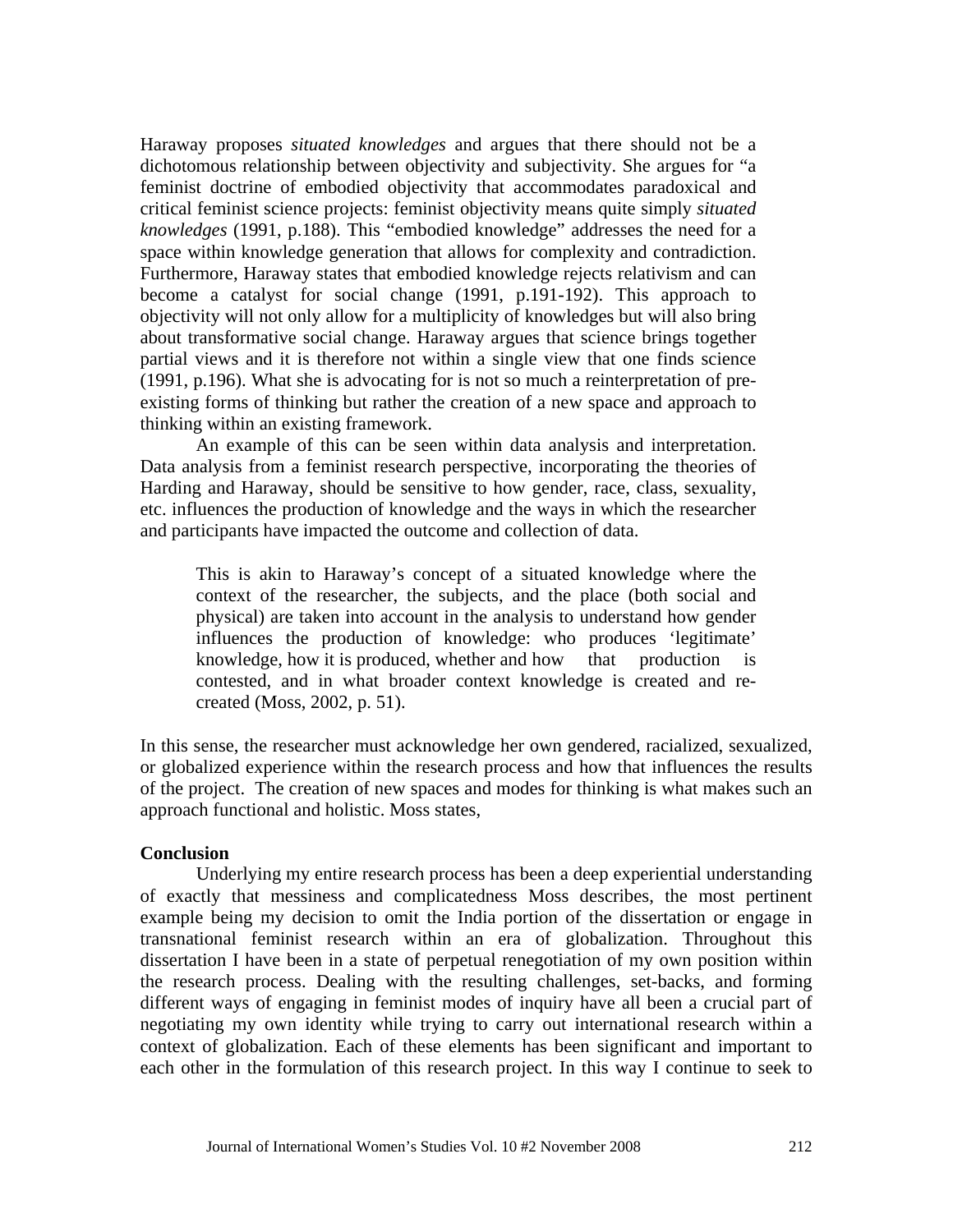Haraway proposes *situated knowledges* and argues that there should not be a dichotomous relationship between objectivity and subjectivity. She argues for "a feminist doctrine of embodied objectivity that accommodates paradoxical and critical feminist science projects: feminist objectivity means quite simply *situated knowledges* (1991, p.188). This "embodied knowledge" addresses the need for a space within knowledge generation that allows for complexity and contradiction. Furthermore, Haraway states that embodied knowledge rejects relativism and can become a catalyst for social change (1991, p.191-192). This approach to objectivity will not only allow for a multiplicity of knowledges but will also bring about transformative social change. Haraway argues that science brings together partial views and it is therefore not within a single view that one finds science (1991, p.196). What she is advocating for is not so much a reinterpretation of pre-existing forms of thinking but rather the creation of a new space and approach to thinking within an existing framework.

An example of this can be seen within data analysis and interpretation. Data analysis from a feminist research perspective, incorporating the theories of Harding and Haraway, should be sensitive to how gender, race, class, sexuality, etc. influences the production of knowledge and the ways in which the researcher and participants have impacted the outcome and collection of data.

> This is akin to Haraway's concept of a situated knowledge where the context of the researcher, the subjects, and the place (both social and physical) are taken into account in the analysis to understand how gender influences the production of knowledge: who produces 'legitimate' knowledge, how it is produced, whether and how that production is contested, and in what broader context knowledge is created and re-created (Moss, 2002, p. 51).

In this sense, the researcher must acknowledge her own gendered, racialized, sexualized, or globalized experience within the research process and how that influences the results of the project. The creation of new spaces and modes for thinking is what makes such an approach functional and holistic. Moss states,

**Conclusion**

Underlying my entire research process has been a deep experiential understanding of exactly that messiness and complicatedness Moss describes, the most pertinent example being my decision to omit the India portion of the dissertation or engage in transnational feminist research within an era of globalization. Throughout this dissertation I have been in a state of perpetual renegotiation of my own position within the research process. Dealing with the resulting challenges, set-backs, and forming different ways of engaging in feminist modes of inquiry have all been a crucial part of negotiating my own identity while trying to carry out international research within a context of globalization. Each of these elements has been significant and important to each other in the formulation of this research project. In this way I continue to seek to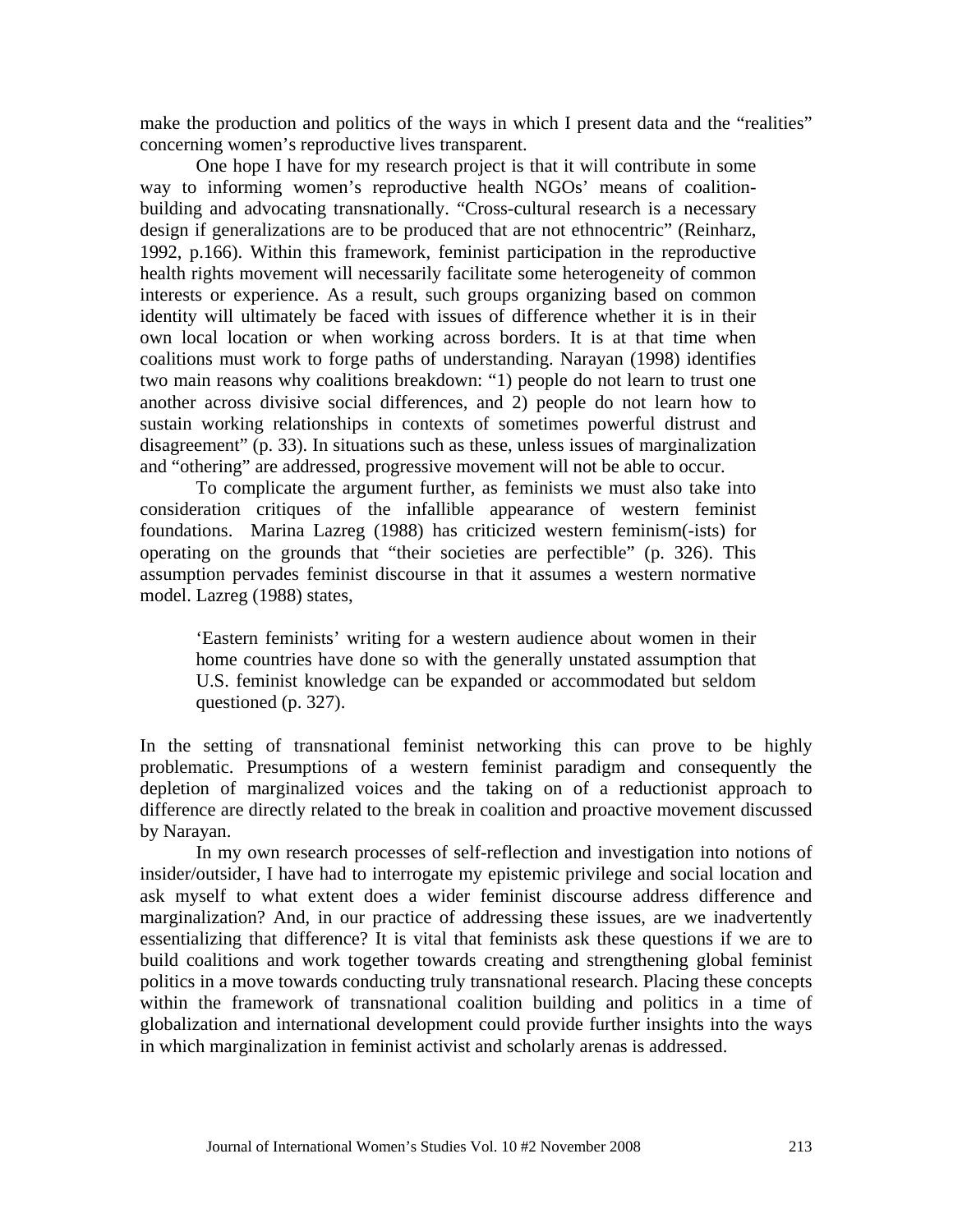make the production and politics of the ways in which I present data and the "realities" concerning women's reproductive lives transparent.

One hope I have for my research project is that it will contribute in some way to informing women's reproductive health NGOs' means of coalition-building and advocating transnationally. "Cross-cultural research is a necessary design if generalizations are to be produced that are not ethnocentric" (Reinharz, 1992, p.166). Within this framework, feminist participation in the reproductive health rights movement will necessarily facilitate some heterogeneity of common interests or experience. As a result, such groups organizing based on common identity will ultimately be faced with issues of difference whether it is in their own local location or when working across borders. It is at that time when coalitions must work to forge paths of understanding. Narayan (1998) identifies two main reasons why coalitions breakdown: "1) people do not learn to trust one another across divisive social differences, and 2) people do not learn how to sustain working relationships in contexts of sometimes powerful distrust and disagreement" (p. 33). In situations such as these, unless issues of marginalization and "othering" are addressed, progressive movement will not be able to occur.

To complicate the argument further, as feminists we must also take into consideration critiques of the infallible appearance of western feminist foundations. Marina Lazreg (1988) has criticized western feminism(-ists) for operating on the grounds that "their societies are perfectible" (p. 326). This assumption pervades feminist discourse in that it assumes a western normative model. Lazreg (1988) states,

> 'Eastern feminists' writing for a western audience about women in their home countries have done so with the generally unstated assumption that U.S. feminist knowledge can be expanded or accommodated but seldom questioned (p. 327).

In the setting of transnational feminist networking this can prove to be highly problematic. Presumptions of a western feminist paradigm and consequently the depletion of marginalized voices and the taking on of a reductionist approach to difference are directly related to the break in coalition and proactive movement discussed by Narayan.

In my own research processes of self-reflection and investigation into notions of insider/outsider, I have had to interrogate my epistemic privilege and social location and ask myself to what extent does a wider feminist discourse address difference and marginalization? And, in our practice of addressing these issues, are we inadvertently essentializing that difference? It is vital that feminists ask these questions if we are to build coalitions and work together towards creating and strengthening global feminist politics in a move towards conducting truly transnational research. Placing these concepts within the framework of transnational coalition building and politics in a time of globalization and international development could provide further insights into the ways in which marginalization in feminist activist and scholarly arenas is addressed.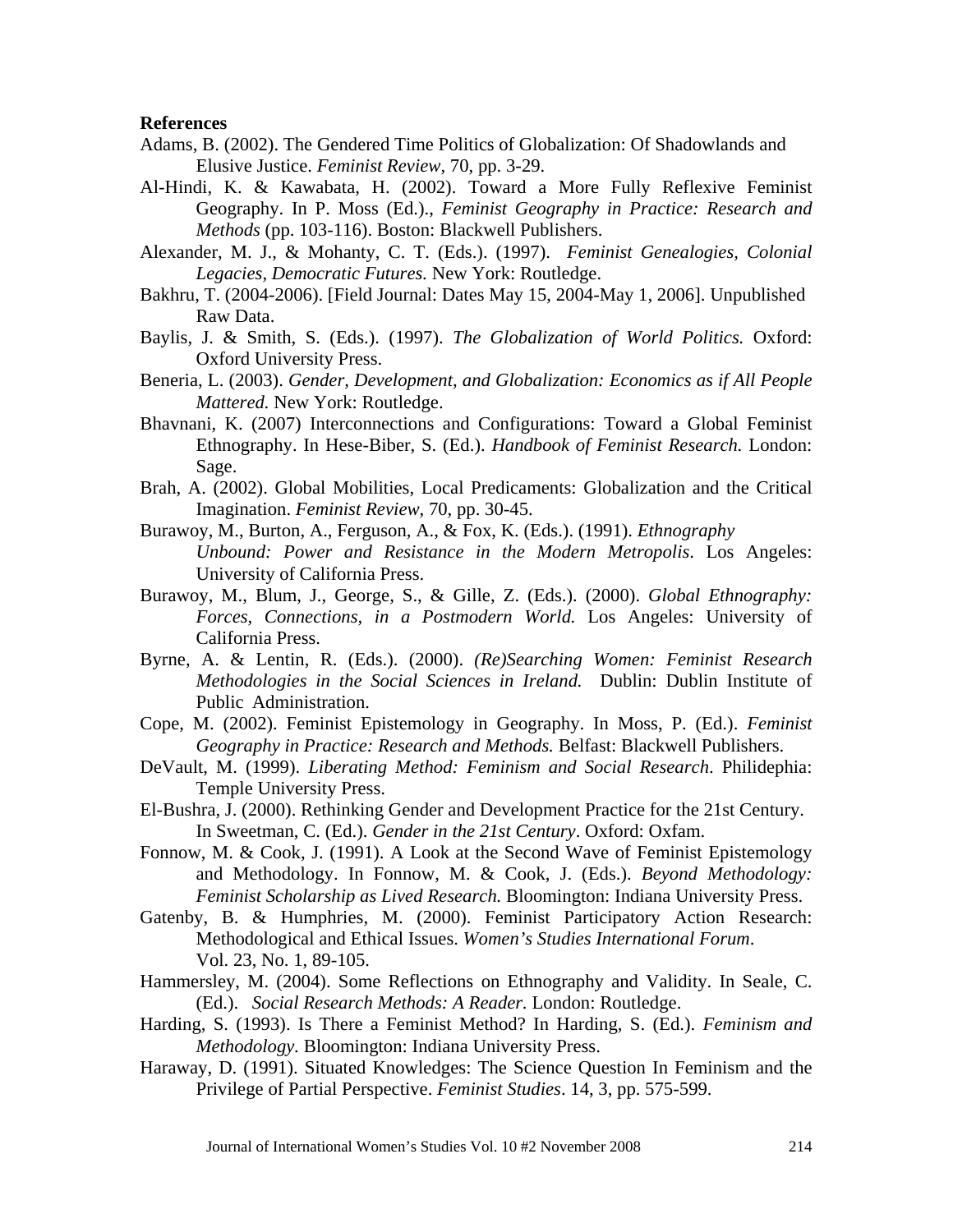**References**

Adams, B. (2002). The Gendered Time Politics of Globalization: Of Shadowlands and Elusive Justice. *Feminist Review*, 70, pp. 3-29.

Al-Hindi, K. & Kawabata, H. (2002). Toward a More Fully Reflexive Feminist Geography. In P. Moss (Ed.)., *Feminist Geography in Practice: Research and Methods* (pp. 103-116). Boston: Blackwell Publishers.

Alexander, M. J., & Mohanty, C. T. (Eds.). (1997). *Feminist Genealogies, Colonial Legacies, Democratic Futures.* New York: Routledge.

Bakhru, T. (2004-2006). [Field Journal: Dates May 15, 2004-May 1, 2006]. Unpublished Raw Data.

Baylis, J. & Smith, S. (Eds.). (1997). *The Globalization of World Politics.* Oxford: Oxford University Press.

Beneria, L. (2003). *Gender, Development, and Globalization: Economics as if All People Mattered.* New York: Routledge.

Bhavnani, K. (2007) Interconnections and Configurations: Toward a Global Feminist Ethnography. In Hese-Biber, S. (Ed.). *Handbook of Feminist Research.* London: Sage.

Brah, A. (2002). Global Mobilities, Local Predicaments: Globalization and the Critical Imagination. *Feminist Review*, 70, pp. 30-45.

Burawoy, M., Burton, A., Ferguson, A., & Fox, K. (Eds.). (1991). *Ethnography Unbound: Power and Resistance in the Modern Metropolis*. Los Angeles: University of California Press.

Burawoy, M., Blum, J., George, S., & Gille, Z. (Eds.). (2000). *Global Ethnography: Forces, Connections, in a Postmodern World.* Los Angeles: University of California Press.

Byrne, A. & Lentin, R. (Eds.). (2000). *(Re)Searching Women: Feminist Research Methodologies in the Social Sciences in Ireland.* Dublin: Dublin Institute of Public Administration.

Cope, M. (2002). Feminist Epistemology in Geography. In Moss, P. (Ed.). *Feminist Geography in Practice: Research and Methods.* Belfast: Blackwell Publishers.

DeVault, M. (1999). *Liberating Method: Feminism and Social Research.* Philidephia: Temple University Press.

El-Bushra, J. (2000). Rethinking Gender and Development Practice for the 21st Century. In Sweetman, C. (Ed.). *Gender in the 21st Century*. Oxford: Oxfam.

Fonnow, M. & Cook, J. (1991). A Look at the Second Wave of Feminist Epistemology and Methodology. In Fonnow, M. & Cook, J. (Eds.). *Beyond Methodology: Feminist Scholarship as Lived Research.* Bloomington: Indiana University Press.

Gatenby, B. & Humphries, M. (2000). Feminist Participatory Action Research: Methodological and Ethical Issues. *Women's Studies International Forum*. Vol. 23, No. 1, 89-105.

Hammersley, M. (2004). Some Reflections on Ethnography and Validity. In Seale, C. (Ed.). *Social Research Methods: A Reader*. London: Routledge.

Harding, S. (1993). Is There a Feminist Method? In Harding, S. (Ed.). *Feminism and Methodology*. Bloomington: Indiana University Press.

Haraway, D. (1991). Situated Knowledges: The Science Question In Feminism and the Privilege of Partial Perspective. *Feminist Studies*. 14, 3, pp. 575-599.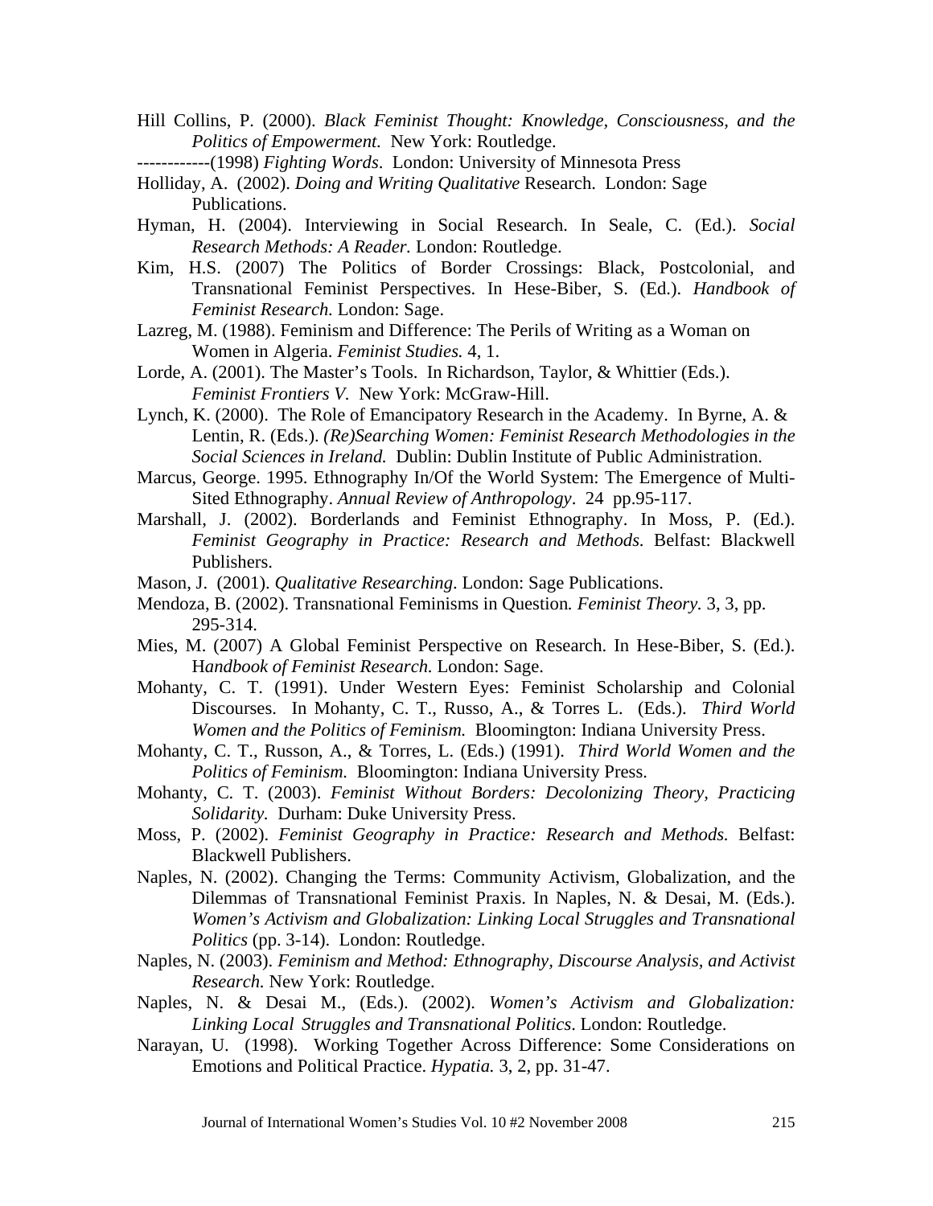Hill Collins, P. (2000). *Black Feminist Thought: Knowledge, Consciousness, and the Politics of Empowerment.* New York: Routledge.

------------(1998) *Fighting Words*. London: University of Minnesota Press

Holliday, A. (2002). *Doing and Writing Qualitative* Research. London: Sage Publications.

Hyman, H. (2004). Interviewing in Social Research. In Seale, C. (Ed.). *Social Research Methods: A Reader.* London: Routledge.

Kim, H.S. (2007) The Politics of Border Crossings: Black, Postcolonial, and Transnational Feminist Perspectives. In Hese-Biber, S. (Ed.). *Handbook of Feminist Research.* London: Sage.

Lazreg, M. (1988). Feminism and Difference: The Perils of Writing as a Woman on Women in Algeria. *Feminist Studies.* 4, 1.

Lorde, A. (2001). The Master's Tools. In Richardson, Taylor, & Whittier (Eds.). *Feminist Frontiers V*. New York: McGraw-Hill.

Lynch, K. (2000). The Role of Emancipatory Research in the Academy. In Byrne, A. & Lentin, R. (Eds.). *(Re)Searching Women: Feminist Research Methodologies in the Social Sciences in Ireland.* Dublin: Dublin Institute of Public Administration.

Marcus, George. 1995. Ethnography In/Of the World System: The Emergence of Multi-Sited Ethnography. *Annual Review of Anthropology*. 24 pp.95-117.

Marshall, J. (2002). Borderlands and Feminist Ethnography. In Moss, P. (Ed.). *Feminist Geography in Practice: Research and Methods.* Belfast: Blackwell Publishers.

Mason, J. (2001). *Qualitative Researching*. London: Sage Publications.

Mendoza, B. (2002). Transnational Feminisms in Question*. Feminist Theory.* 3, 3, pp. 295-314.

Mies, M. (2007) A Global Feminist Perspective on Research. In Hese-Biber, S. (Ed.). H*andbook of Feminist Research.* London: Sage.

Mohanty, C. T. (1991). Under Western Eyes: Feminist Scholarship and Colonial Discourses. In Mohanty, C. T., Russo, A., & Torres L. (Eds.). *Third World Women and the Politics of Feminism.* Bloomington: Indiana University Press.

Mohanty, C. T., Russon, A., & Torres, L. (Eds.) (1991). *Third World Women and the Politics of Feminism.* Bloomington: Indiana University Press.

Mohanty, C. T. (2003). *Feminist Without Borders: Decolonizing Theory, Practicing Solidarity.* Durham: Duke University Press.

Moss, P. (2002). *Feminist Geography in Practice: Research and Methods.* Belfast: Blackwell Publishers.

Naples, N. (2002). Changing the Terms: Community Activism, Globalization, and the Dilemmas of Transnational Feminist Praxis. In Naples, N. & Desai, M. (Eds.). *Women's Activism and Globalization: Linking Local Struggles and Transnational Politics* (pp. 3-14). London: Routledge.

Naples, N. (2003). *Feminism and Method: Ethnography, Discourse Analysis, and Activist Research.* New York: Routledge.

Naples, N. & Desai M., (Eds.). (2002). *Women's Activism and Globalization: Linking Local Struggles and Transnational Politics*. London: Routledge.

Narayan, U. (1998). Working Together Across Difference: Some Considerations on Emotions and Political Practice. *Hypatia.* 3, 2, pp. 31-47.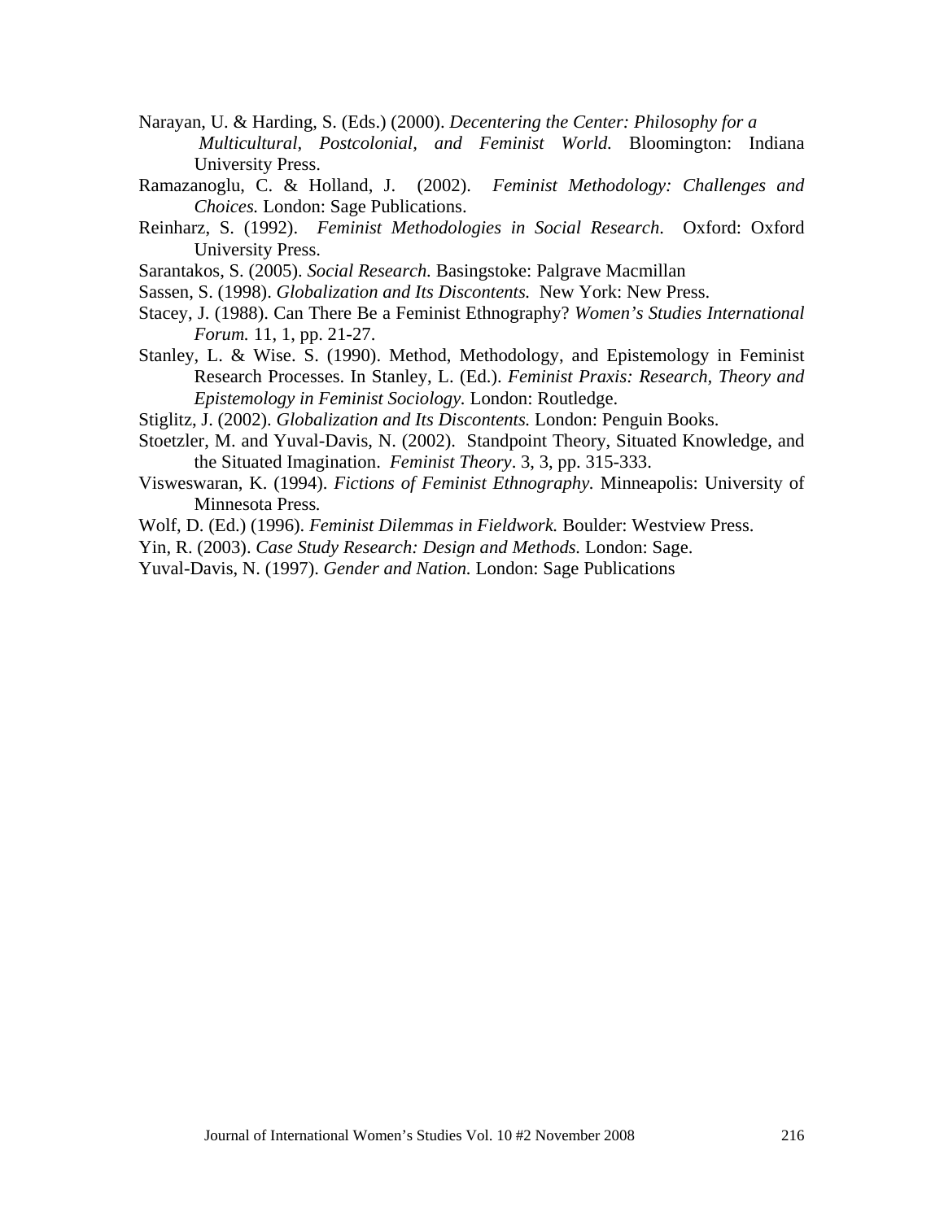Narayan, U. & Harding, S. (Eds.) (2000). *Decentering the Center: Philosophy for a Multicultural, Postcolonial, and Feminist World.* Bloomington: Indiana University Press.

Ramazanoglu, C. & Holland, J. (2002). *Feminist Methodology: Challenges and Choices.* London: Sage Publications.

Reinharz, S. (1992). *Feminist Methodologies in Social Research*. Oxford: Oxford University Press.

Sarantakos, S. (2005). *Social Research.* Basingstoke: Palgrave Macmillan

Sassen, S. (1998). *Globalization and Its Discontents.* New York: New Press.

Stacey, J. (1988). Can There Be a Feminist Ethnography? *Women's Studies International Forum.* 11, 1, pp. 21-27.

Stanley, L. & Wise. S. (1990). Method, Methodology, and Epistemology in Feminist Research Processes. In Stanley, L. (Ed.). *Feminist Praxis: Research, Theory and Epistemology in Feminist Sociology.* London: Routledge.

Stiglitz, J. (2002). *Globalization and Its Discontents.* London: Penguin Books.

Stoetzler, M. and Yuval-Davis, N. (2002). Standpoint Theory, Situated Knowledge, and the Situated Imagination. *Feminist Theory*. 3, 3, pp. 315-333.

Visweswaran, K. (1994). *Fictions of Feminist Ethnography.* Minneapolis: University of Minnesota Press.

Wolf, D. (Ed.) (1996). *Feminist Dilemmas in Fieldwork.* Boulder: Westview Press.

Yin, R. (2003). *Case Study Research: Design and Methods.* London: Sage.

Yuval-Davis, N. (1997). *Gender and Nation.* London: Sage Publications